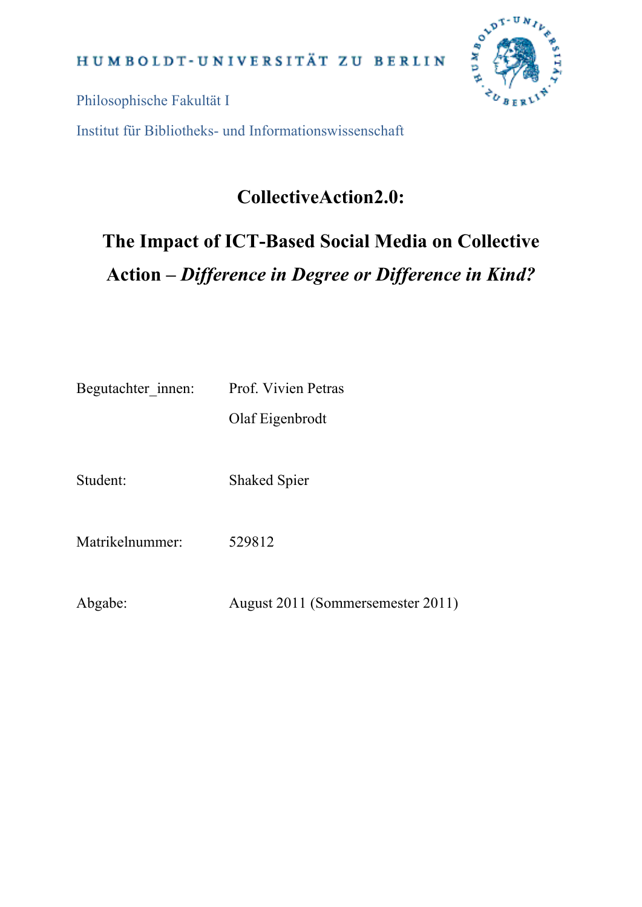HUMBOLDT-UNIVERSITÄT ZU BERLIN

Philosophische Fakultät I

Institut für Bibliotheks- und Informationswissenschaft

# CollectiveAction2.0:

# The Impact of ICT-Based Social Media on Collective Action – *Difference in Degree or Difference in Kind?*

Begutachter_innen: Prof. Vivien Petras

Olaf Eigenbrodt

Student: Shaked Spier

Matrikelnummer: 529812

Abgabe: August 2011 (Sommersemester 2011)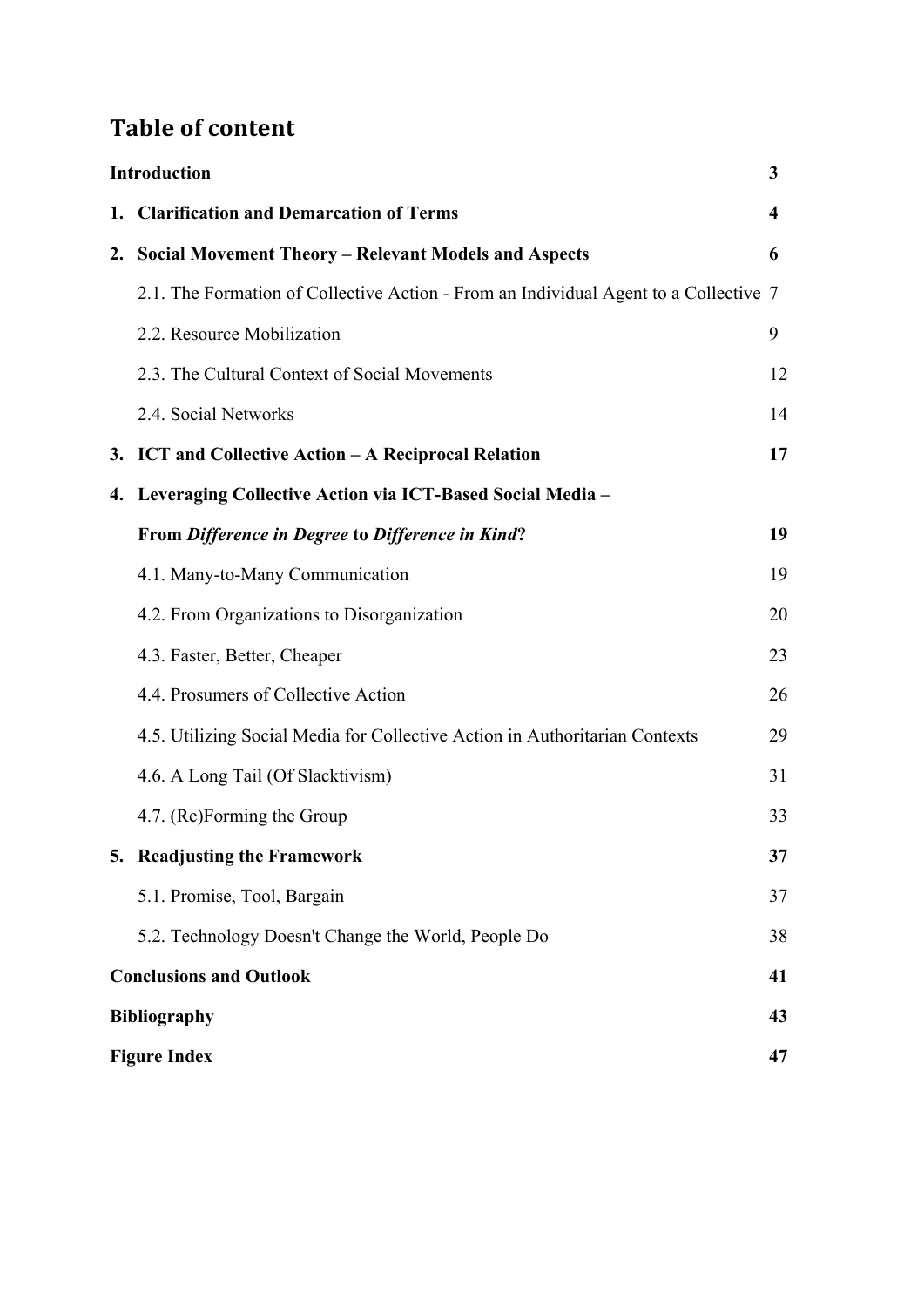# Table of content

| | |
|---|---|
| **Introduction** | **3** |
| **1. Clarification and Demarcation of Terms** | **4** |
| **2. Social Movement Theory – Relevant Models and Aspects** | **6** |
| 2.1. The Formation of Collective Action - From an Individual Agent to a Collective | 7 |
| 2.2. Resource Mobilization | 9 |
| 2.3. The Cultural Context of Social Movements | 12 |
| 2.4. Social Networks | 14 |
| **3. ICT and Collective Action – A Reciprocal Relation** | **17** |
| **4. Leveraging Collective Action via ICT-Based Social Media – From *Difference in Degree* to *Difference in Kind*?** | **19** |
| 4.1. Many-to-Many Communication | 19 |
| 4.2. From Organizations to Disorganization | 20 |
| 4.3. Faster, Better, Cheaper | 23 |
| 4.4. Prosumers of Collective Action | 26 |
| 4.5. Utilizing Social Media for Collective Action in Authoritarian Contexts | 29 |
| 4.6. A Long Tail (Of Slacktivism) | 31 |
| 4.7. (Re)Forming the Group | 33 |
| **5. Readjusting the Framework** | **37** |
| 5.1. Promise, Tool, Bargain | 37 |
| 5.2. Technology Doesn't Change the World, People Do | 38 |
| **Conclusions and Outlook** | **41** |
| **Bibliography** | **43** |
| **Figure Index** | **47** |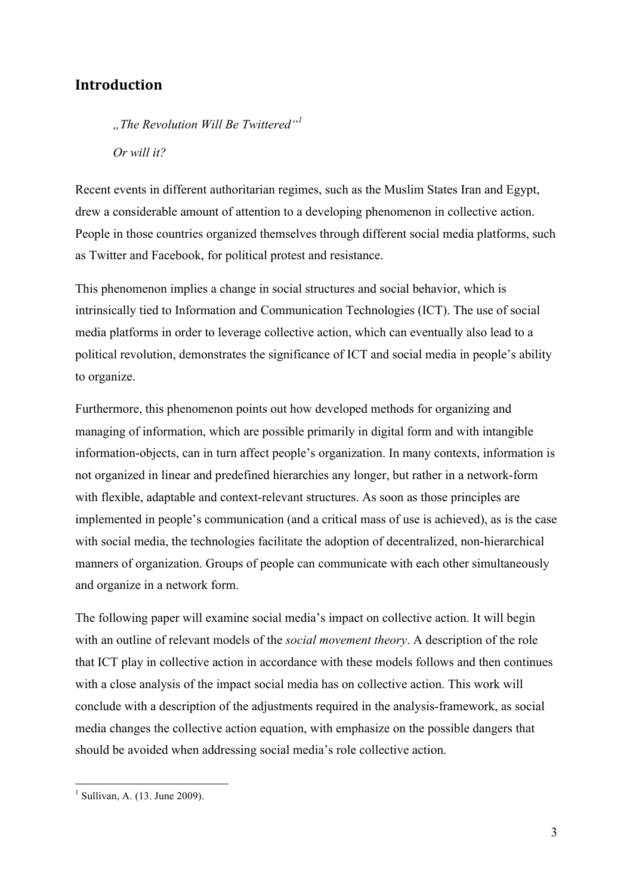## Introduction

*„The Revolution Will Be Twittered“*[1]

*Or will it?*

Recent events in different authoritarian regimes, such as the Muslim States Iran and Egypt, drew a considerable amount of attention to a developing phenomenon in collective action. People in those countries organized themselves through different social media platforms, such as Twitter and Facebook, for political protest and resistance.

This phenomenon implies a change in social structures and social behavior, which is intrinsically tied to Information and Communication Technologies (ICT). The use of social media platforms in order to leverage collective action, which can eventually also lead to a political revolution, demonstrates the significance of ICT and social media in people's ability to organize.

Furthermore, this phenomenon points out how developed methods for organizing and managing of information, which are possible primarily in digital form and with intangible information-objects, can in turn affect people's organization. In many contexts, information is not organized in linear and predefined hierarchies any longer, but rather in a network-form with flexible, adaptable and context-relevant structures. As soon as those principles are implemented in people's communication (and a critical mass of use is achieved), as is the case with social media, the technologies facilitate the adoption of decentralized, non-hierarchical manners of organization. Groups of people can communicate with each other simultaneously and organize in a network form.

The following paper will examine social media's impact on collective action. It will begin with an outline of relevant models of the *social movement theory*. A description of the role that ICT play in collective action in accordance with these models follows and then continues with a close analysis of the impact social media has on collective action. This work will conclude with a description of the adjustments required in the analysis-framework, as social media changes the collective action equation, with emphasize on the possible dangers that should be avoided when addressing social media's role collective action.

[1] Sullivan, A. (13. June 2009).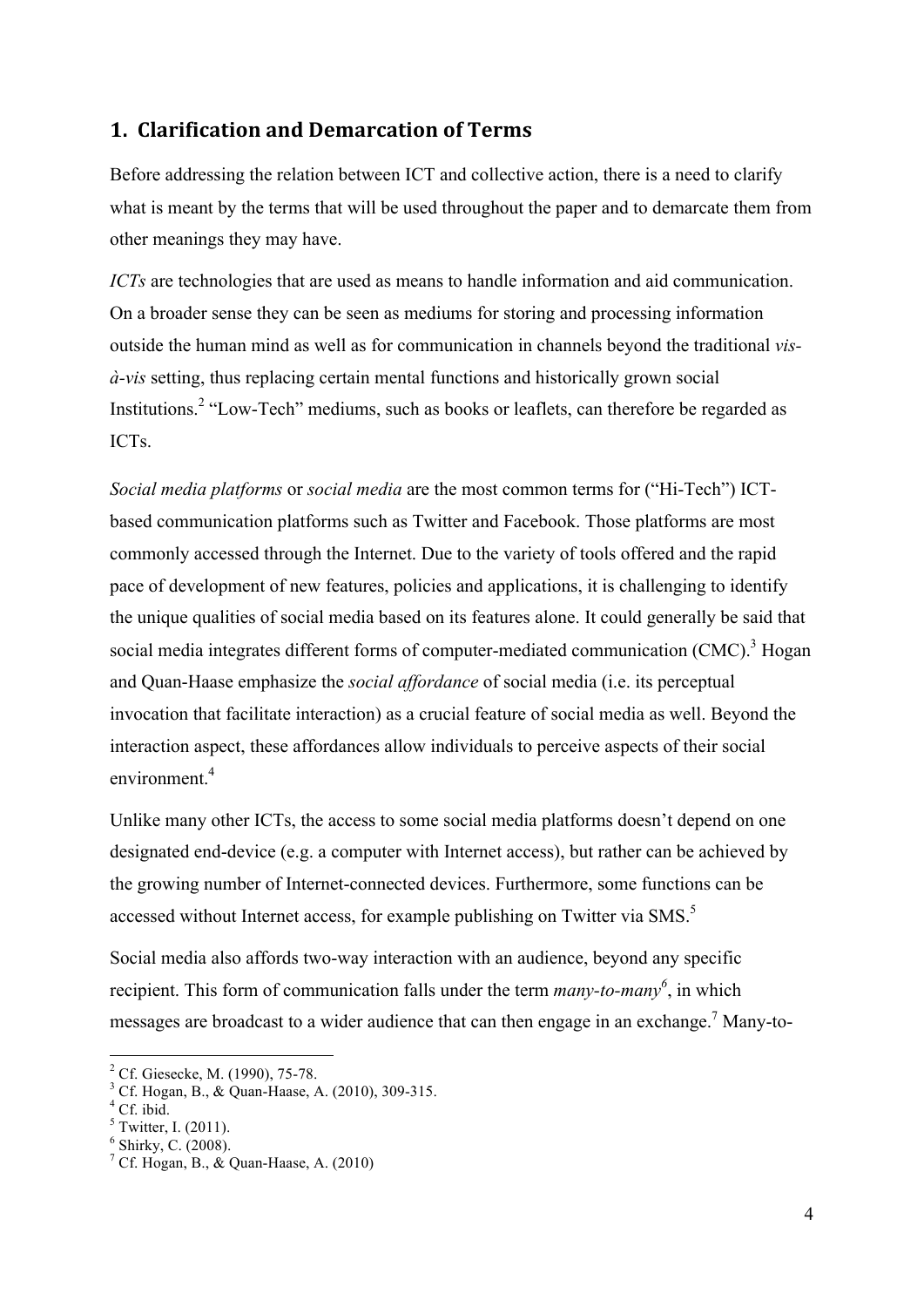## 1. Clarification and Demarcation of Terms

Before addressing the relation between ICT and collective action, there is a need to clarify what is meant by the terms that will be used throughout the paper and to demarcate them from other meanings they may have.

*ICTs* are technologies that are used as means to handle information and aid communication. On a broader sense they can be seen as mediums for storing and processing information outside the human mind as well as for communication in channels beyond the traditional *vis-à-vis* setting, thus replacing certain mental functions and historically grown social Institutions.[2] "Low-Tech" mediums, such as books or leaflets, can therefore be regarded as ICTs.

*Social media platforms* or *social media* are the most common terms for ("Hi-Tech") ICT-based communication platforms such as Twitter and Facebook. Those platforms are most commonly accessed through the Internet. Due to the variety of tools offered and the rapid pace of development of new features, policies and applications, it is challenging to identify the unique qualities of social media based on its features alone. It could generally be said that social media integrates different forms of computer-mediated communication (CMC).[3] Hogan and Quan-Haase emphasize the *social affordance* of social media (i.e. its perceptual invocation that facilitate interaction) as a crucial feature of social media as well. Beyond the interaction aspect, these affordances allow individuals to perceive aspects of their social environment.[4]

Unlike many other ICTs, the access to some social media platforms doesn't depend on one designated end-device (e.g. a computer with Internet access), but rather can be achieved by the growing number of Internet-connected devices. Furthermore, some functions can be accessed without Internet access, for example publishing on Twitter via SMS.[5]

Social media also affords two-way interaction with an audience, beyond any specific recipient. This form of communication falls under the term *many-to-many*[6], in which messages are broadcast to a wider audience that can then engage in an exchange.[7] Many-to-

---

[2] Cf. Giesecke, M. (1990), 75-78.
[3] Cf. Hogan, B., & Quan-Haase, A. (2010), 309-315.
[4] Cf. ibid.
[5] Twitter, I. (2011).
[6] Shirky, C. (2008).
[7] Cf. Hogan, B., & Quan-Haase, A. (2010)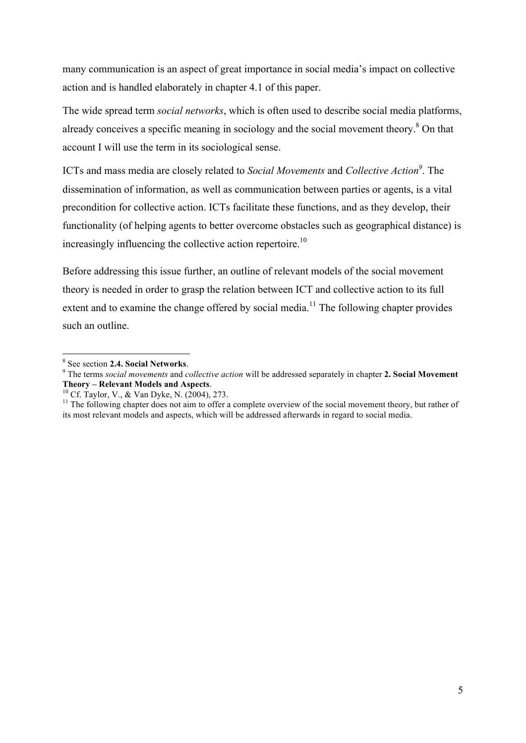many communication is an aspect of great importance in social media's impact on collective action and is handled elaborately in chapter 4.1 of this paper.

The wide spread term *social networks*, which is often used to describe social media platforms, already conceives a specific meaning in sociology and the social movement theory.[8] On that account I will use the term in its sociological sense.

ICTs and mass media are closely related to *Social Movements* and *Collective Action*[9]. The dissemination of information, as well as communication between parties or agents, is a vital precondition for collective action. ICTs facilitate these functions, and as they develop, their functionality (of helping agents to better overcome obstacles such as geographical distance) is increasingly influencing the collective action repertoire.[10]

Before addressing this issue further, an outline of relevant models of the social movement theory is needed in order to grasp the relation between ICT and collective action to its full extent and to examine the change offered by social media.[11] The following chapter provides such an outline.

---

[8] See section **2.4. Social Networks**.

[9] The terms *social movements* and *collective action* will be addressed separately in chapter **2. Social Movement Theory – Relevant Models and Aspects**.

[10] Cf. Taylor, V., & Van Dyke, N. (2004), 273.

[11] The following chapter does not aim to offer a complete overview of the social movement theory, but rather of its most relevant models and aspects, which will be addressed afterwards in regard to social media.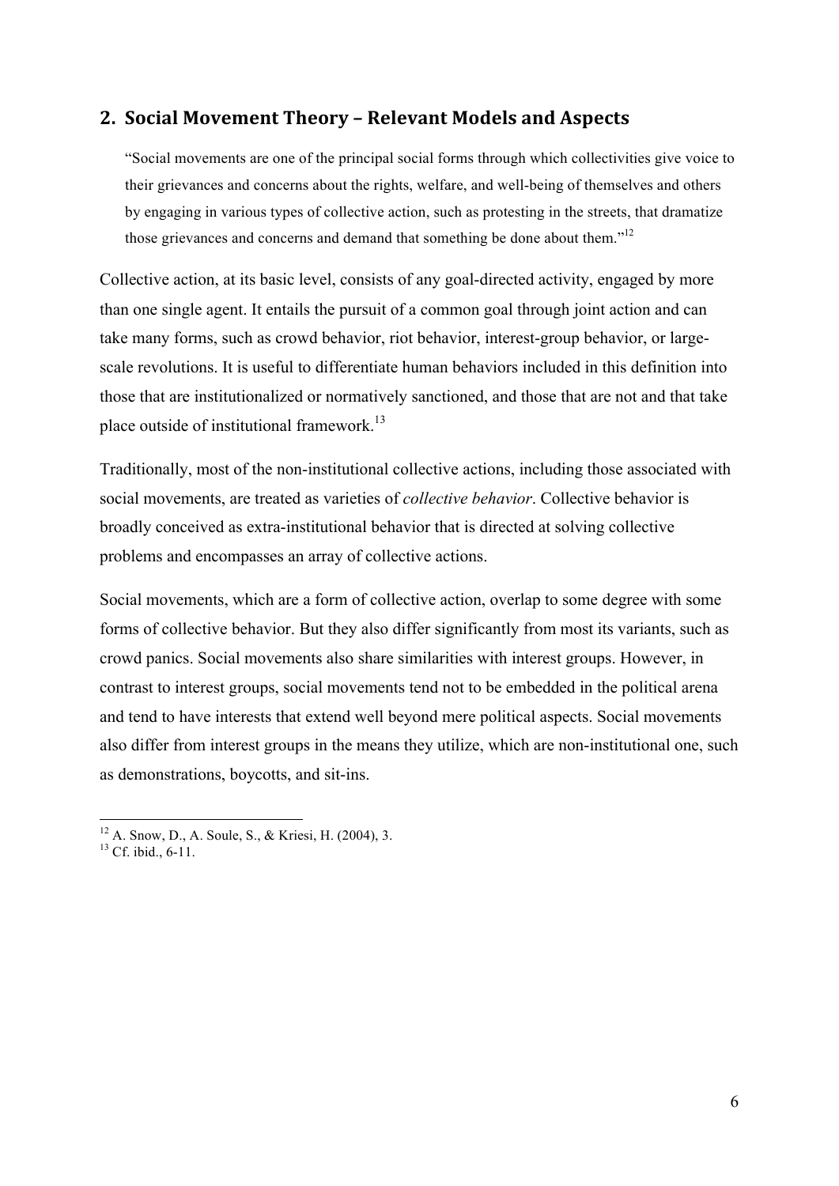## 2. Social Movement Theory – Relevant Models and Aspects

> "Social movements are one of the principal social forms through which collectivities give voice to their grievances and concerns about the rights, welfare, and well-being of themselves and others by engaging in various types of collective action, such as protesting in the streets, that dramatize those grievances and concerns and demand that something be done about them."[12]

Collective action, at its basic level, consists of any goal-directed activity, engaged by more than one single agent. It entails the pursuit of a common goal through joint action and can take many forms, such as crowd behavior, riot behavior, interest-group behavior, or large-scale revolutions. It is useful to differentiate human behaviors included in this definition into those that are institutionalized or normatively sanctioned, and those that are not and that take place outside of institutional framework.[13]

Traditionally, most of the non-institutional collective actions, including those associated with social movements, are treated as varieties of *collective behavior*. Collective behavior is broadly conceived as extra-institutional behavior that is directed at solving collective problems and encompasses an array of collective actions.

Social movements, which are a form of collective action, overlap to some degree with some forms of collective behavior. But they also differ significantly from most its variants, such as crowd panics. Social movements also share similarities with interest groups. However, in contrast to interest groups, social movements tend not to be embedded in the political arena and tend to have interests that extend well beyond mere political aspects. Social movements also differ from interest groups in the means they utilize, which are non-institutional one, such as demonstrations, boycotts, and sit-ins.

[12] A. Snow, D., A. Soule, S., & Kriesi, H. (2004), 3.

[13] Cf. ibid., 6-11.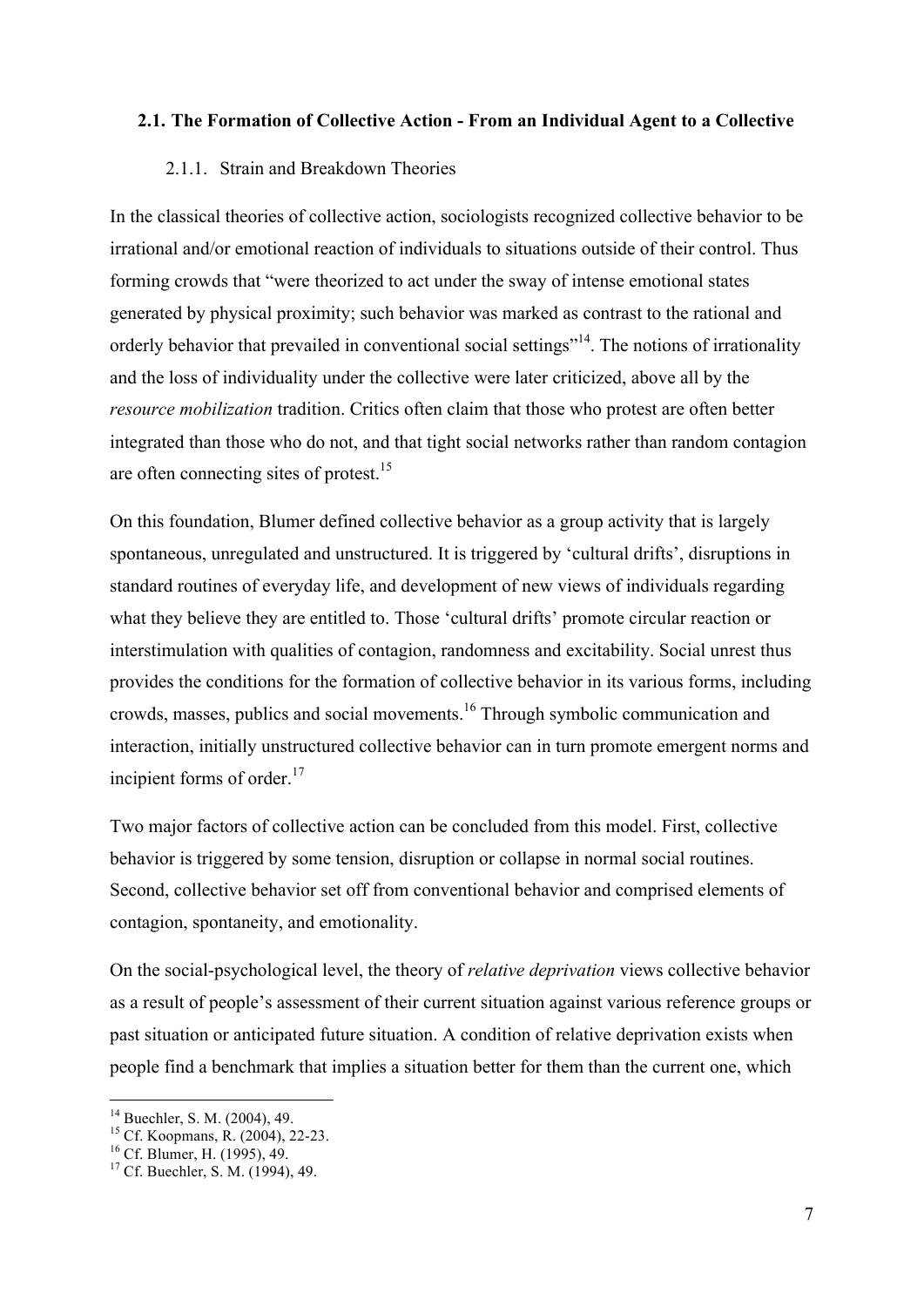### 2.1. The Formation of Collective Action - From an Individual Agent to a Collective

#### 2.1.1. Strain and Breakdown Theories

In the classical theories of collective action, sociologists recognized collective behavior to be irrational and/or emotional reaction of individuals to situations outside of their control. Thus forming crowds that "were theorized to act under the sway of intense emotional states generated by physical proximity; such behavior was marked as contrast to the rational and orderly behavior that prevailed in conventional social settings"[14]. The notions of irrationality and the loss of individuality under the collective were later criticized, above all by the *resource mobilization* tradition. Critics often claim that those who protest are often better integrated than those who do not, and that tight social networks rather than random contagion are often connecting sites of protest.[15]

On this foundation, Blumer defined collective behavior as a group activity that is largely spontaneous, unregulated and unstructured. It is triggered by 'cultural drifts', disruptions in standard routines of everyday life, and development of new views of individuals regarding what they believe they are entitled to. Those 'cultural drifts' promote circular reaction or interstimulation with qualities of contagion, randomness and excitability. Social unrest thus provides the conditions for the formation of collective behavior in its various forms, including crowds, masses, publics and social movements.[16] Through symbolic communication and interaction, initially unstructured collective behavior can in turn promote emergent norms and incipient forms of order.[17]

Two major factors of collective action can be concluded from this model. First, collective behavior is triggered by some tension, disruption or collapse in normal social routines. Second, collective behavior set off from conventional behavior and comprised elements of contagion, spontaneity, and emotionality.

On the social-psychological level, the theory of *relative deprivation* views collective behavior as a result of people's assessment of their current situation against various reference groups or past situation or anticipated future situation. A condition of relative deprivation exists when people find a benchmark that implies a situation better for them than the current one, which

---

[14] Buechler, S. M. (2004), 49.
[15] Cf. Koopmans, R. (2004), 22-23.
[16] Cf. Blumer, H. (1995), 49.
[17] Cf. Buechler, S. M. (1994), 49.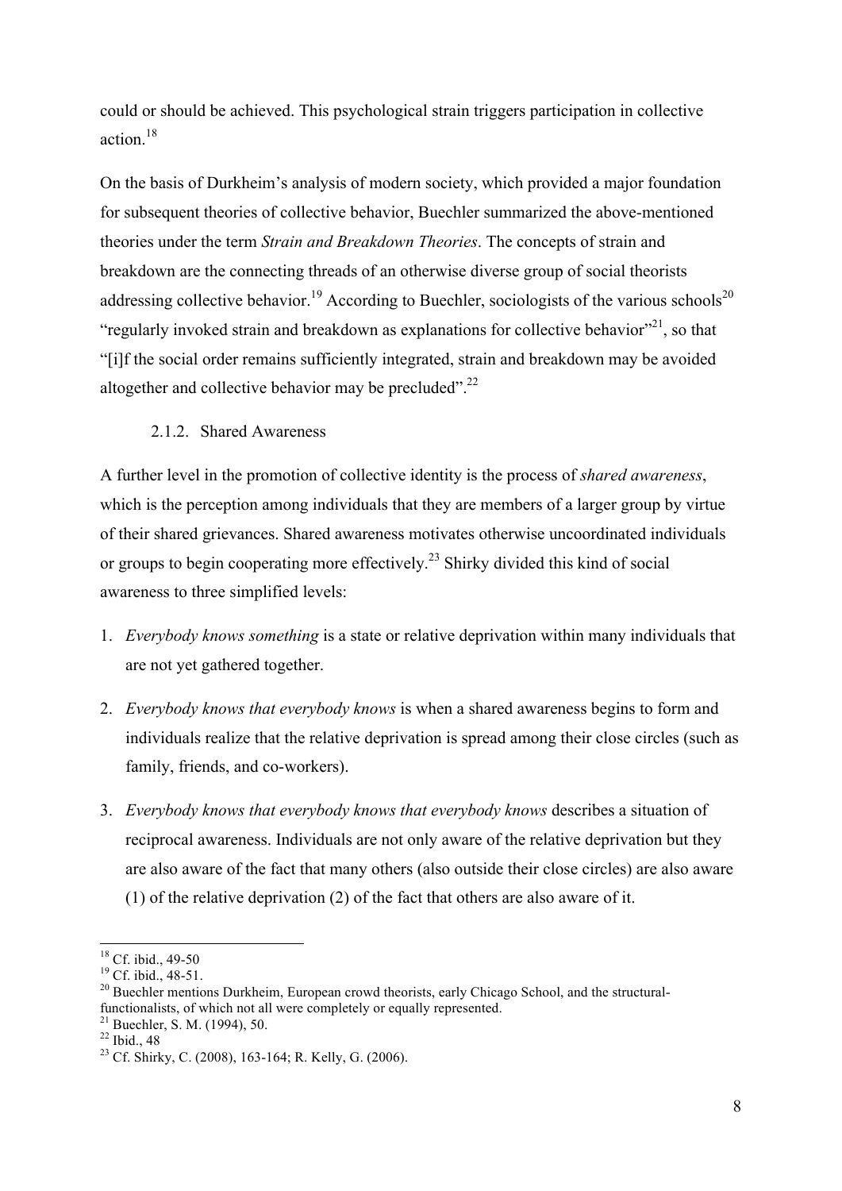could or should be achieved. This psychological strain triggers participation in collective action.[18]

On the basis of Durkheim's analysis of modern society, which provided a major foundation for subsequent theories of collective behavior, Buechler summarized the above-mentioned theories under the term *Strain and Breakdown Theories*. The concepts of strain and breakdown are the connecting threads of an otherwise diverse group of social theorists addressing collective behavior.[19] According to Buechler, sociologists of the various schools[20] "regularly invoked strain and breakdown as explanations for collective behavior"[21], so that "[i]f the social order remains sufficiently integrated, strain and breakdown may be avoided altogether and collective behavior may be precluded".[22]

### 2.1.2. Shared Awareness

A further level in the promotion of collective identity is the process of *shared awareness*, which is the perception among individuals that they are members of a larger group by virtue of their shared grievances. Shared awareness motivates otherwise uncoordinated individuals or groups to begin cooperating more effectively.[23] Shirky divided this kind of social awareness to three simplified levels:

1. *Everybody knows something* is a state or relative deprivation within many individuals that are not yet gathered together.
2. *Everybody knows that everybody knows* is when a shared awareness begins to form and individuals realize that the relative deprivation is spread among their close circles (such as family, friends, and co-workers).
3. *Everybody knows that everybody knows that everybody knows* describes a situation of reciprocal awareness. Individuals are not only aware of the relative deprivation but they are also aware of the fact that many others (also outside their close circles) are also aware (1) of the relative deprivation (2) of the fact that others are also aware of it.

---

[18] Cf. ibid., 49-50
[19] Cf. ibid., 48-51.
[20] Buechler mentions Durkheim, European crowd theorists, early Chicago School, and the structural-functionalists, of which not all were completely or equally represented.
[21] Buechler, S. M. (1994), 50.
[22] Ibid., 48
[23] Cf. Shirky, C. (2008), 163-164; R. Kelly, G. (2006).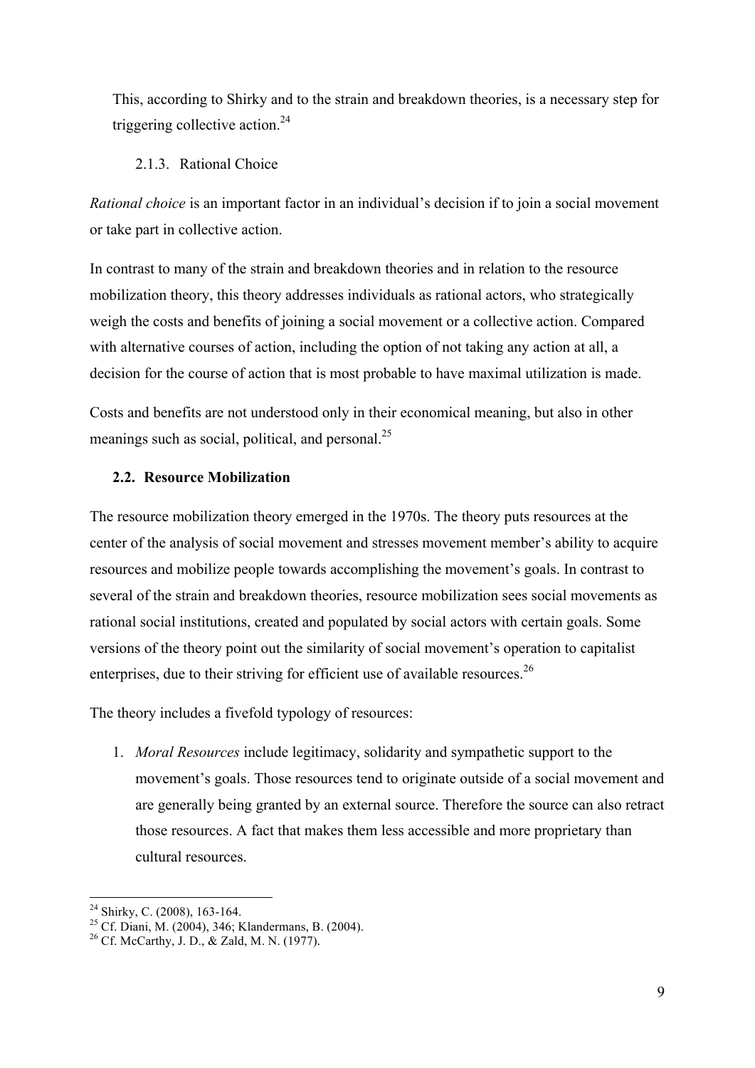This, according to Shirky and to the strain and breakdown theories, is a necessary step for triggering collective action.[24]

### 2.1.3. Rational Choice

*Rational choice* is an important factor in an individual's decision if to join a social movement or take part in collective action.

In contrast to many of the strain and breakdown theories and in relation to the resource mobilization theory, this theory addresses individuals as rational actors, who strategically weigh the costs and benefits of joining a social movement or a collective action. Compared with alternative courses of action, including the option of not taking any action at all, a decision for the course of action that is most probable to have maximal utilization is made.

Costs and benefits are not understood only in their economical meaning, but also in other meanings such as social, political, and personal.[25]

## 2.2. Resource Mobilization

The resource mobilization theory emerged in the 1970s. The theory puts resources at the center of the analysis of social movement and stresses movement member's ability to acquire resources and mobilize people towards accomplishing the movement's goals. In contrast to several of the strain and breakdown theories, resource mobilization sees social movements as rational social institutions, created and populated by social actors with certain goals. Some versions of the theory point out the similarity of social movement's operation to capitalist enterprises, due to their striving for efficient use of available resources.[26]

The theory includes a fivefold typology of resources:

1. *Moral Resources* include legitimacy, solidarity and sympathetic support to the movement's goals. Those resources tend to originate outside of a social movement and are generally being granted by an external source. Therefore the source can also retract those resources. A fact that makes them less accessible and more proprietary than cultural resources.

---

[24] Shirky, C. (2008), 163-164.

[25] Cf. Diani, M. (2004), 346; Klandermans, B. (2004).

[26] Cf. McCarthy, J. D., & Zald, M. N. (1977).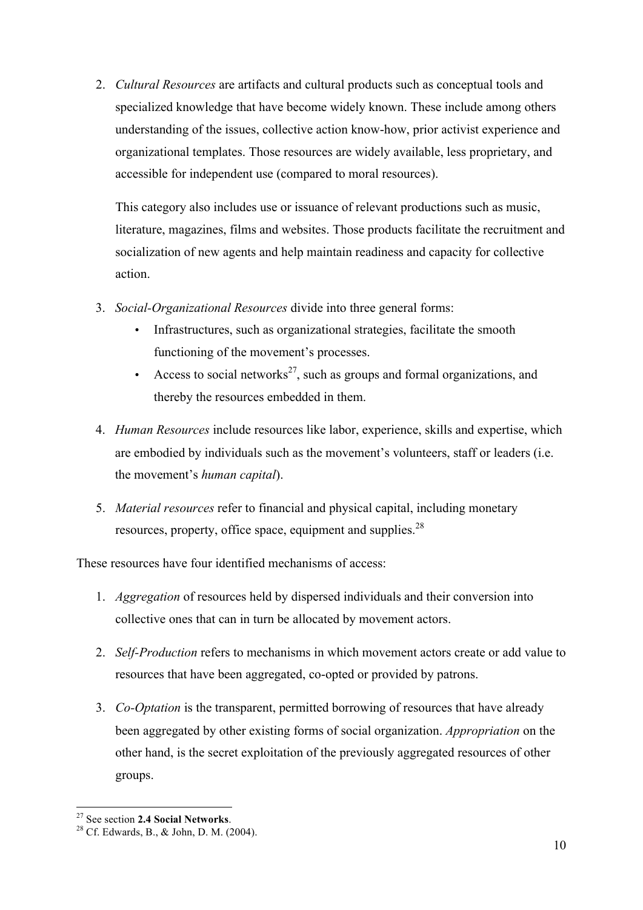2. *Cultural Resources* are artifacts and cultural products such as conceptual tools and specialized knowledge that have become widely known. These include among others understanding of the issues, collective action know-how, prior activist experience and organizational templates. Those resources are widely available, less proprietary, and accessible for independent use (compared to moral resources).

   This category also includes use or issuance of relevant productions such as music, literature, magazines, films and websites. Those products facilitate the recruitment and socialization of new agents and help maintain readiness and capacity for collective action.

3. *Social-Organizational Resources* divide into three general forms:
   - Infrastructures, such as organizational strategies, facilitate the smooth functioning of the movement's processes.
   - Access to social networks[27], such as groups and formal organizations, and thereby the resources embedded in them.

4. *Human Resources* include resources like labor, experience, skills and expertise, which are embodied by individuals such as the movement's volunteers, staff or leaders (i.e. the movement's *human capital*).

5. *Material resources* refer to financial and physical capital, including monetary resources, property, office space, equipment and supplies.[28]

These resources have four identified mechanisms of access:

1. *Aggregation* of resources held by dispersed individuals and their conversion into collective ones that can in turn be allocated by movement actors.

2. *Self-Production* refers to mechanisms in which movement actors create or add value to resources that have been aggregated, co-opted or provided by patrons.

3. *Co-Optation* is the transparent, permitted borrowing of resources that have already been aggregated by other existing forms of social organization. *Appropriation* on the other hand, is the secret exploitation of the previously aggregated resources of other groups.

---

[27] See section **2.4 Social Networks**.

[28] Cf. Edwards, B., & John, D. M. (2004).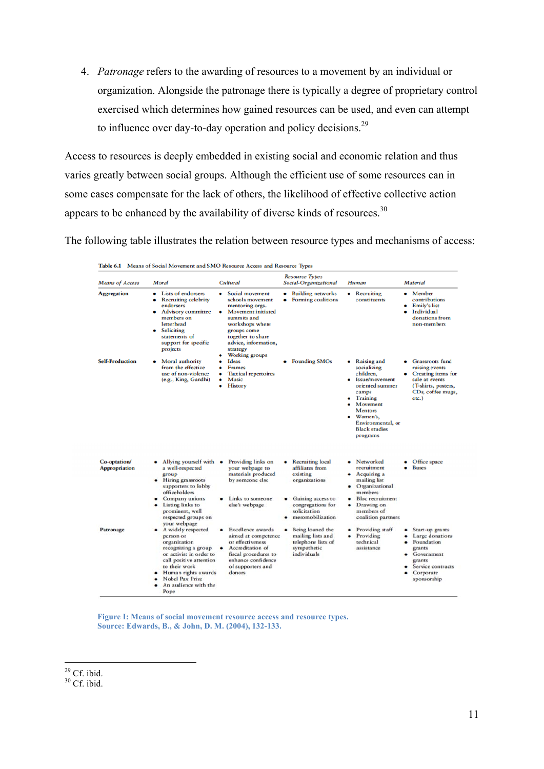4. *Patronage* refers to the awarding of resources to a movement by an individual or organization. Alongside the patronage there is typically a degree of proprietary control exercised which determines how gained resources can be used, and even can attempt to influence over day-to-day operation and policy decisions.[29]

Access to resources is deeply embedded in existing social and economic relation and thus varies greatly between social groups. Although the efficient use of some resources can in some cases compensate for the lack of others, the likelihood of effective collective action appears to be enhanced by the availability of diverse kinds of resources.[30]

The following table illustrates the relation between resource types and mechanisms of access:

**Table 6.1** Means of Social Movement and SMO Resource Access and Resource Types

| *Means of Access* | *Resource Types* | | | | |
|---|---|---|---|---|---|
| | *Moral* | *Cultural* | *Social-Organizational* | *Human* | *Material* |
| **Aggregation** | • Lists of endorsers<br>• Recruiting celebrity endorsers<br>• Advisory committee members on letterhead<br>• Soliciting statements of support for specific projects | • Social movement schools movement mentoring orgs.<br>• Movement initiated summits and workshops where groups come together to share advice, information, strategy<br>• Working groups | • Building networks<br>• Forming coalitions | • Recruiting constituents | • Member contributions<br>• Emily's list<br>• Individual donations from non-members |
| **Self-Production** | • Moral authority from the effective use of non-violence (e.g., King, Gandhi) | • Ideas<br>• Frames<br>• Tactical repertoires<br>• Music<br>• History | • Founding SMOs | • Raising and socializing children,<br>• Issue/movement oriented summer camps<br>• Training<br>• Movement Mentors<br>• Women's, Environmental, or Black studies programs | • Grassroots fund raising events<br>• Creating items for sale at events (T-shirts, posters, CDs, coffee mugs, etc.) |
| **Co-optation/ Appropriation** | • Allying yourself with a well-respected group<br>• Hiring grassroots supporters to lobby officeholders<br>• Company unions<br>• Listing links to prominent, well respected groups on your webpage | • Providing links on your webpage to materials produced by someone else<br>• Links to someone else's webpage | • Recruiting local affiliates from existing organizations<br>• Gaining access to congregations for solicitation<br>• mesomobilization | • Networked recruitment<br>• Acquiring a mailing list<br>• Organizational members<br>• Bloc recruitment<br>• Drawing on members of coalition partners | • Office space<br>• Buses |
| **Patronage** | • A widely respected person or organization recognizing a group or activist in order to call positive attention to their work<br>• Human rights awards<br>• Nobel Pax Prize<br>• An audience with the Pope | • Excellence awards aimed at competence or effectiveness<br>• Accreditation of fiscal procedures to enhance confidence of supporters and donors | • Being loaned the mailing lists and telephone lists of sympathetic individuals | • Providing staff<br>• Providing technical assistance | • Start-up grants<br>• Large donations<br>• Foundation grants<br>• Government grants<br>• Service contracts<br>• Corporate sponsorship |

**Figure I: Means of social movement resource access and resource types. Source: Edwards, B., & John, D. M. (2004), 132-133.**

[29] Cf. ibid.
[30] Cf. ibid.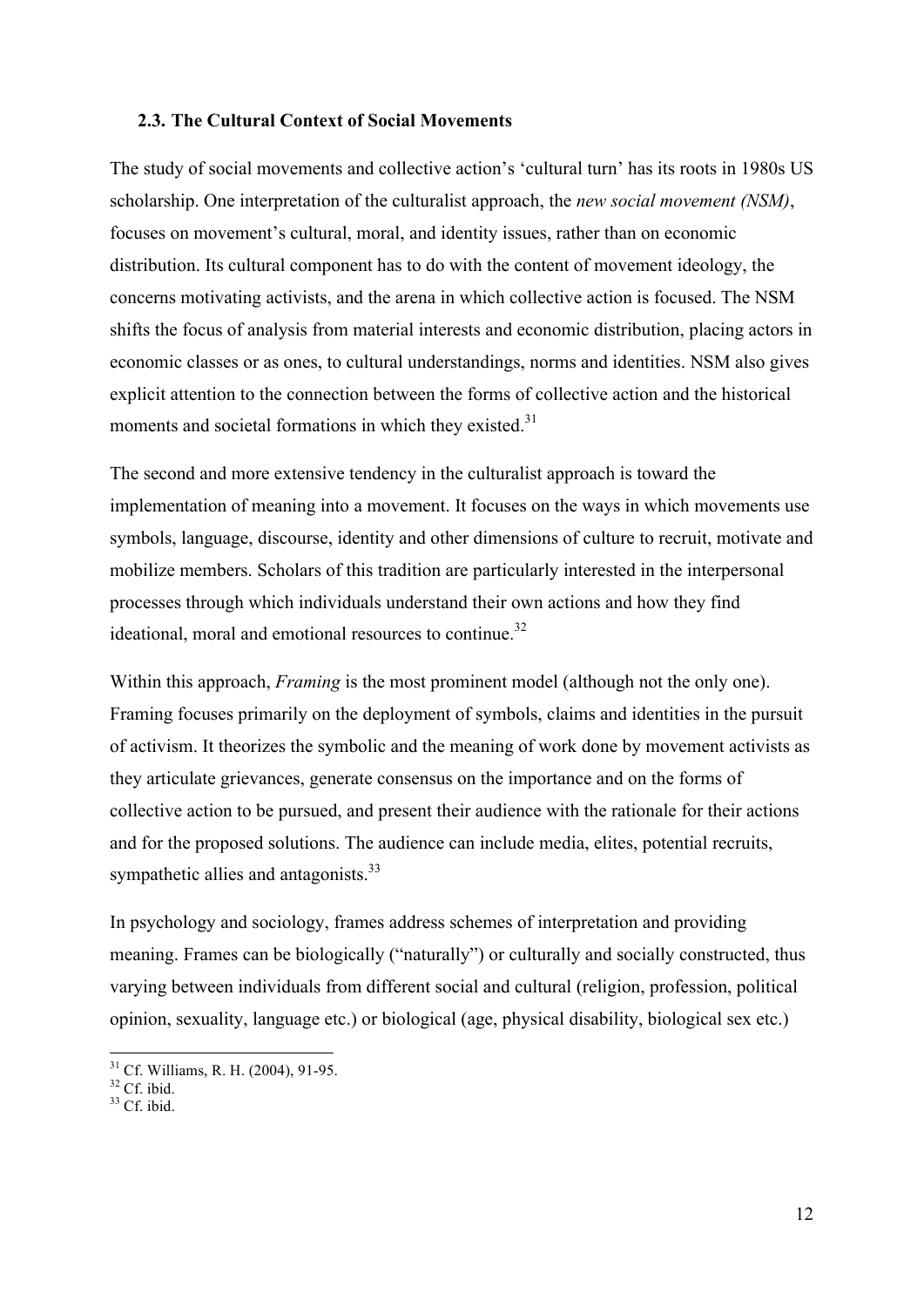### 2.3. The Cultural Context of Social Movements

The study of social movements and collective action's 'cultural turn' has its roots in 1980s US scholarship. One interpretation of the culturalist approach, the *new social movement (NSM)*, focuses on movement's cultural, moral, and identity issues, rather than on economic distribution. Its cultural component has to do with the content of movement ideology, the concerns motivating activists, and the arena in which collective action is focused. The NSM shifts the focus of analysis from material interests and economic distribution, placing actors in economic classes or as ones, to cultural understandings, norms and identities. NSM also gives explicit attention to the connection between the forms of collective action and the historical moments and societal formations in which they existed.[31]

The second and more extensive tendency in the culturalist approach is toward the implementation of meaning into a movement. It focuses on the ways in which movements use symbols, language, discourse, identity and other dimensions of culture to recruit, motivate and mobilize members. Scholars of this tradition are particularly interested in the interpersonal processes through which individuals understand their own actions and how they find ideational, moral and emotional resources to continue.[32]

Within this approach, *Framing* is the most prominent model (although not the only one). Framing focuses primarily on the deployment of symbols, claims and identities in the pursuit of activism. It theorizes the symbolic and the meaning of work done by movement activists as they articulate grievances, generate consensus on the importance and on the forms of collective action to be pursued, and present their audience with the rationale for their actions and for the proposed solutions. The audience can include media, elites, potential recruits, sympathetic allies and antagonists.[33]

In psychology and sociology, frames address schemes of interpretation and providing meaning. Frames can be biologically ("naturally") or culturally and socially constructed, thus varying between individuals from different social and cultural (religion, profession, political opinion, sexuality, language etc.) or biological (age, physical disability, biological sex etc.)

---

[31] Cf. Williams, R. H. (2004), 91-95.

[32] Cf. ibid.

[33] Cf. ibid.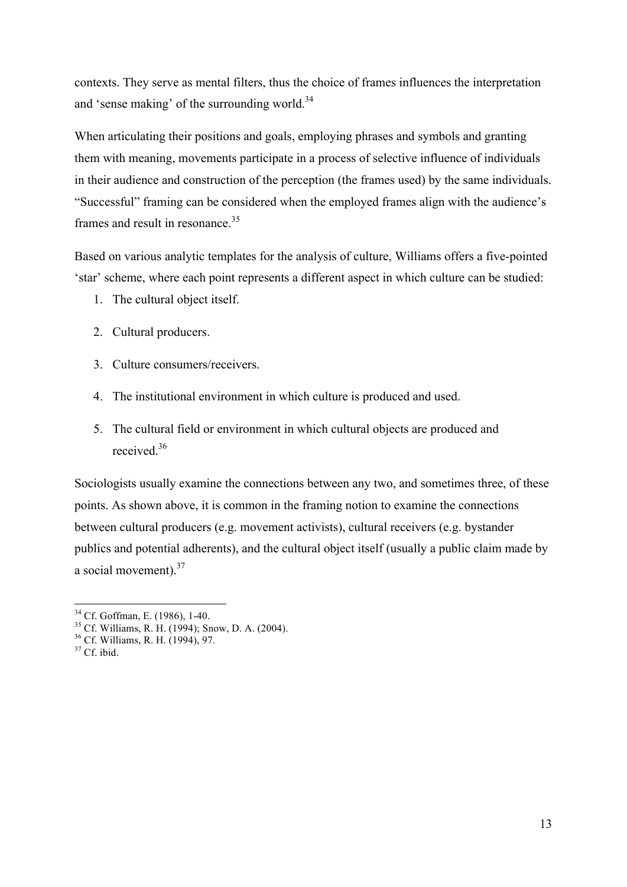contexts. They serve as mental filters, thus the choice of frames influences the interpretation and 'sense making' of the surrounding world.[34]

When articulating their positions and goals, employing phrases and symbols and granting them with meaning, movements participate in a process of selective influence of individuals in their audience and construction of the perception (the frames used) by the same individuals. "Successful" framing can be considered when the employed frames align with the audience's frames and result in resonance.[35]

Based on various analytic templates for the analysis of culture, Williams offers a five-pointed 'star' scheme, where each point represents a different aspect in which culture can be studied:

1. The cultural object itself.
2. Cultural producers.
3. Culture consumers/receivers.
4. The institutional environment in which culture is produced and used.
5. The cultural field or environment in which cultural objects are produced and received.[36]

Sociologists usually examine the connections between any two, and sometimes three, of these points. As shown above, it is common in the framing notion to examine the connections between cultural producers (e.g. movement activists), cultural receivers (e.g. bystander publics and potential adherents), and the cultural object itself (usually a public claim made by a social movement).[37]

---

[34] Cf. Goffman, E. (1986), 1-40.
[35] Cf. Williams, R. H. (1994); Snow, D. A. (2004).
[36] Cf. Williams, R. H. (1994), 97.
[37] Cf. ibid.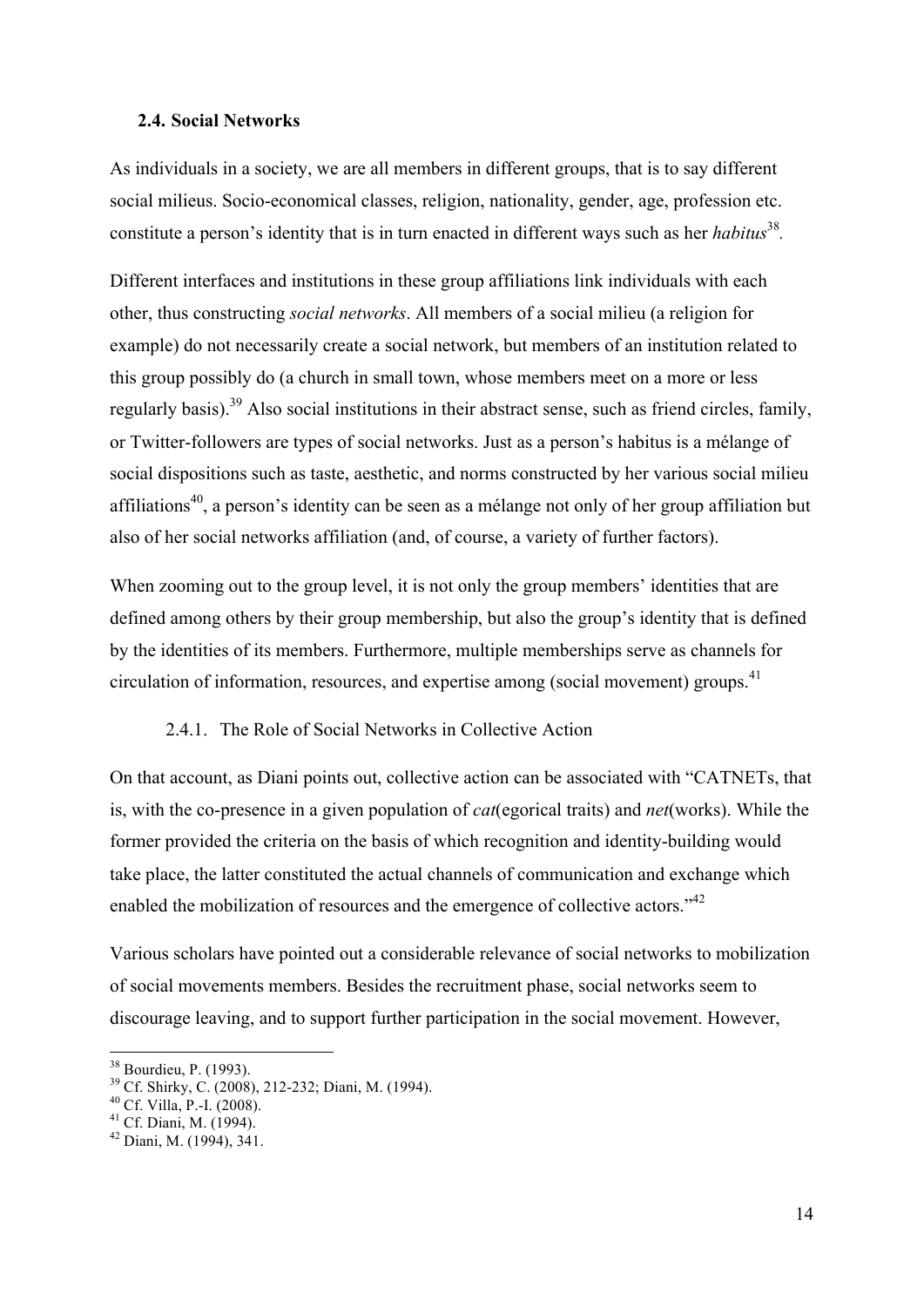### 2.4. Social Networks

As individuals in a society, we are all members in different groups, that is to say different social milieus. Socio-economical classes, religion, nationality, gender, age, profession etc. constitute a person's identity that is in turn enacted in different ways such as her *habitus*[38].

Different interfaces and institutions in these group affiliations link individuals with each other, thus constructing *social networks*. All members of a social milieu (a religion for example) do not necessarily create a social network, but members of an institution related to this group possibly do (a church in small town, whose members meet on a more or less regularly basis).[39] Also social institutions in their abstract sense, such as friend circles, family, or Twitter-followers are types of social networks. Just as a person's habitus is a mélange of social dispositions such as taste, aesthetic, and norms constructed by her various social milieu affiliations[40], a person's identity can be seen as a mélange not only of her group affiliation but also of her social networks affiliation (and, of course, a variety of further factors).

When zooming out to the group level, it is not only the group members' identities that are defined among others by their group membership, but also the group's identity that is defined by the identities of its members. Furthermore, multiple memberships serve as channels for circulation of information, resources, and expertise among (social movement) groups.[41]

#### 2.4.1. The Role of Social Networks in Collective Action

On that account, as Diani points out, collective action can be associated with "CATNETs, that is, with the co-presence in a given population of *cat*(egorical traits) and *net*(works). While the former provided the criteria on the basis of which recognition and identity-building would take place, the latter constituted the actual channels of communication and exchange which enabled the mobilization of resources and the emergence of collective actors."[42]

Various scholars have pointed out a considerable relevance of social networks to mobilization of social movements members. Besides the recruitment phase, social networks seem to discourage leaving, and to support further participation in the social movement. However,

---

[38] Bourdieu, P. (1993).

[39] Cf. Shirky, C. (2008), 212-232; Diani, M. (1994).

[40] Cf. Villa, P.-I. (2008).

[41] Cf. Diani, M. (1994).

[42] Diani, M. (1994), 341.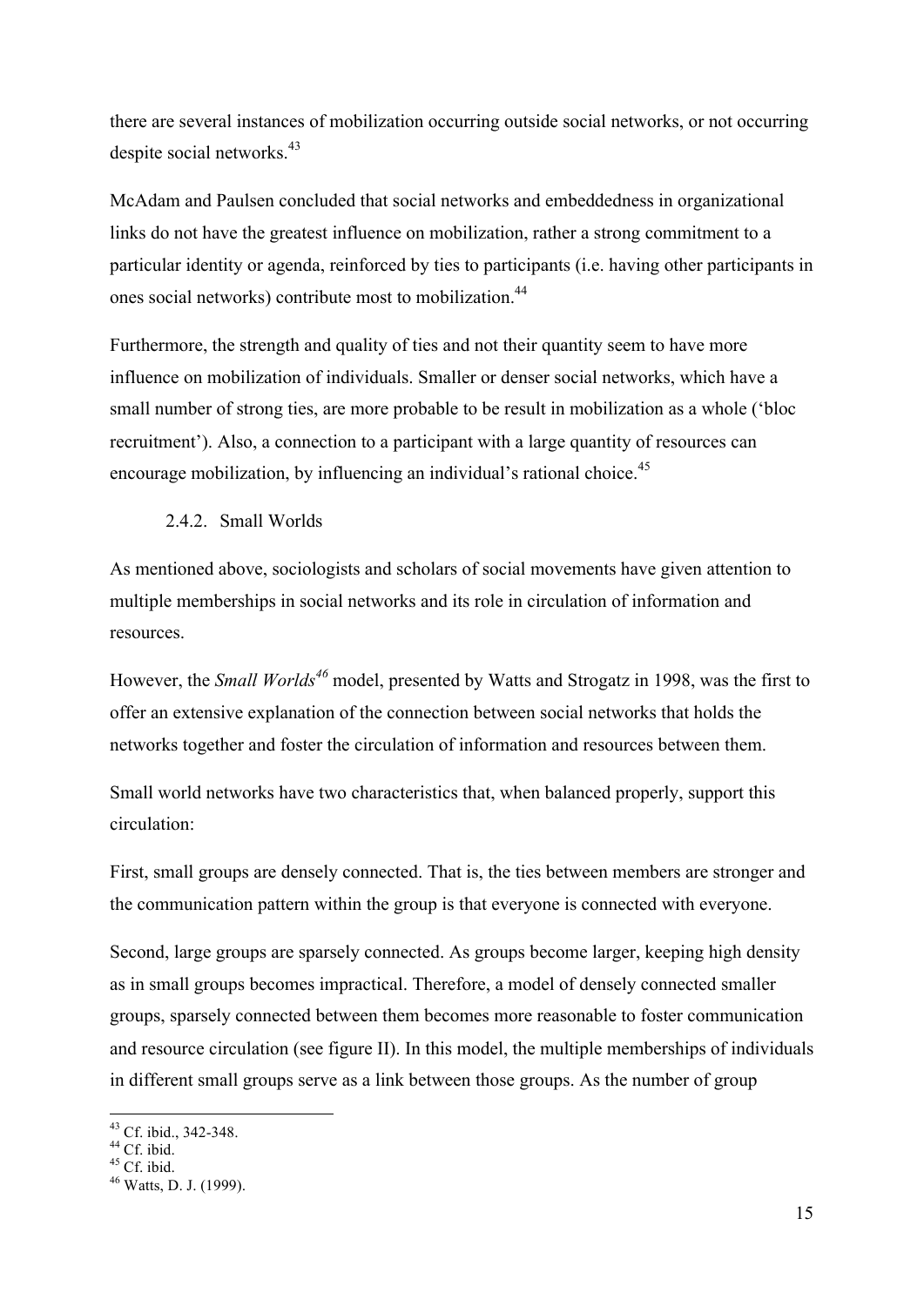there are several instances of mobilization occurring outside social networks, or not occurring despite social networks.[43]

McAdam and Paulsen concluded that social networks and embeddedness in organizational links do not have the greatest influence on mobilization, rather a strong commitment to a particular identity or agenda, reinforced by ties to participants (i.e. having other participants in ones social networks) contribute most to mobilization.[44]

Furthermore, the strength and quality of ties and not their quantity seem to have more influence on mobilization of individuals. Smaller or denser social networks, which have a small number of strong ties, are more probable to be result in mobilization as a whole ('bloc recruitment'). Also, a connection to a participant with a large quantity of resources can encourage mobilization, by influencing an individual's rational choice.[45]

### 2.4.2. Small Worlds

As mentioned above, sociologists and scholars of social movements have given attention to multiple memberships in social networks and its role in circulation of information and resources.

However, the *Small Worlds*[46] model, presented by Watts and Strogatz in 1998, was the first to offer an extensive explanation of the connection between social networks that holds the networks together and foster the circulation of information and resources between them.

Small world networks have two characteristics that, when balanced properly, support this circulation:

First, small groups are densely connected. That is, the ties between members are stronger and the communication pattern within the group is that everyone is connected with everyone.

Second, large groups are sparsely connected. As groups become larger, keeping high density as in small groups becomes impractical. Therefore, a model of densely connected smaller groups, sparsely connected between them becomes more reasonable to foster communication and resource circulation (see figure II). In this model, the multiple memberships of individuals in different small groups serve as a link between those groups. As the number of group

---

[43] Cf. ibid., 342-348.

[44] Cf. ibid.

[45] Cf. ibid.

[46] Watts, D. J. (1999).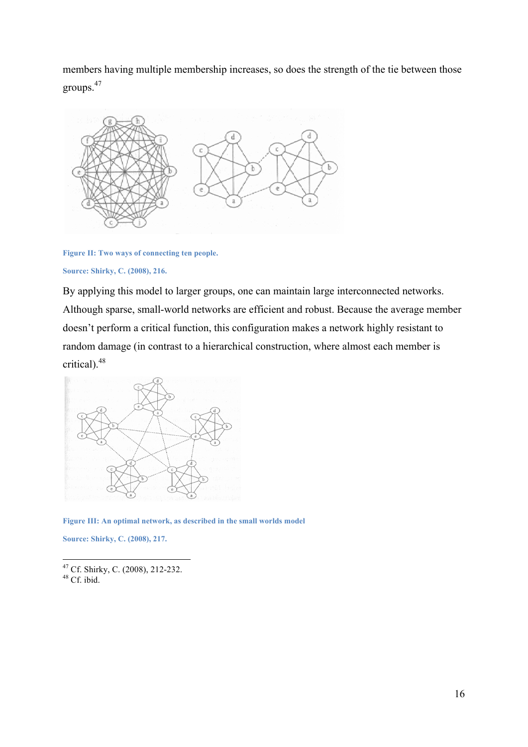members having multiple membership increases, so does the strength of the tie between those groups.[47]

Figure II: Two ways of connecting ten people.

Source: Shirky, C. (2008), 216.

By applying this model to larger groups, one can maintain large interconnected networks. Although sparse, small-world networks are efficient and robust. Because the average member doesn't perform a critical function, this configuration makes a network highly resistant to random damage (in contrast to a hierarchical construction, where almost each member is critical).[48]

Figure III: An optimal network, as described in the small worlds model

Source: Shirky, C. (2008), 217.

[47] Cf. Shirky, C. (2008), 212-232.
[48] Cf. ibid.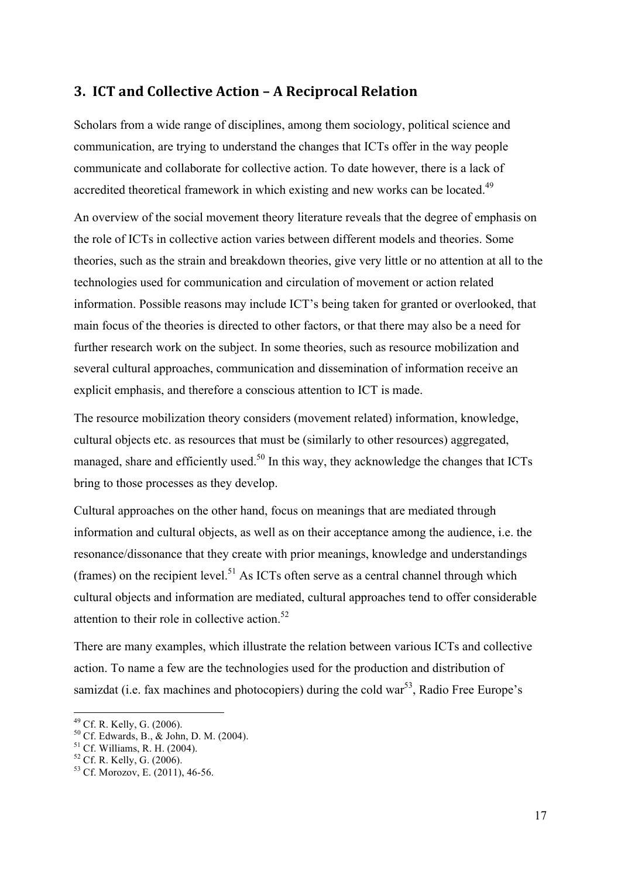## 3. ICT and Collective Action – A Reciprocal Relation

Scholars from a wide range of disciplines, among them sociology, political science and communication, are trying to understand the changes that ICTs offer in the way people communicate and collaborate for collective action. To date however, there is a lack of accredited theoretical framework in which existing and new works can be located.[49]

An overview of the social movement theory literature reveals that the degree of emphasis on the role of ICTs in collective action varies between different models and theories. Some theories, such as the strain and breakdown theories, give very little or no attention at all to the technologies used for communication and circulation of movement or action related information. Possible reasons may include ICT's being taken for granted or overlooked, that main focus of the theories is directed to other factors, or that there may also be a need for further research work on the subject. In some theories, such as resource mobilization and several cultural approaches, communication and dissemination of information receive an explicit emphasis, and therefore a conscious attention to ICT is made.

The resource mobilization theory considers (movement related) information, knowledge, cultural objects etc. as resources that must be (similarly to other resources) aggregated, managed, share and efficiently used.[50] In this way, they acknowledge the changes that ICTs bring to those processes as they develop.

Cultural approaches on the other hand, focus on meanings that are mediated through information and cultural objects, as well as on their acceptance among the audience, i.e. the resonance/dissonance that they create with prior meanings, knowledge and understandings (frames) on the recipient level.[51] As ICTs often serve as a central channel through which cultural objects and information are mediated, cultural approaches tend to offer considerable attention to their role in collective action.[52]

There are many examples, which illustrate the relation between various ICTs and collective action. To name a few are the technologies used for the production and distribution of samizdat (i.e. fax machines and photocopiers) during the cold war[53], Radio Free Europe's

[49] Cf. R. Kelly, G. (2006).
[50] Cf. Edwards, B., & John, D. M. (2004).
[51] Cf. Williams, R. H. (2004).
[52] Cf. R. Kelly, G. (2006).
[53] Cf. Morozov, E. (2011), 46-56.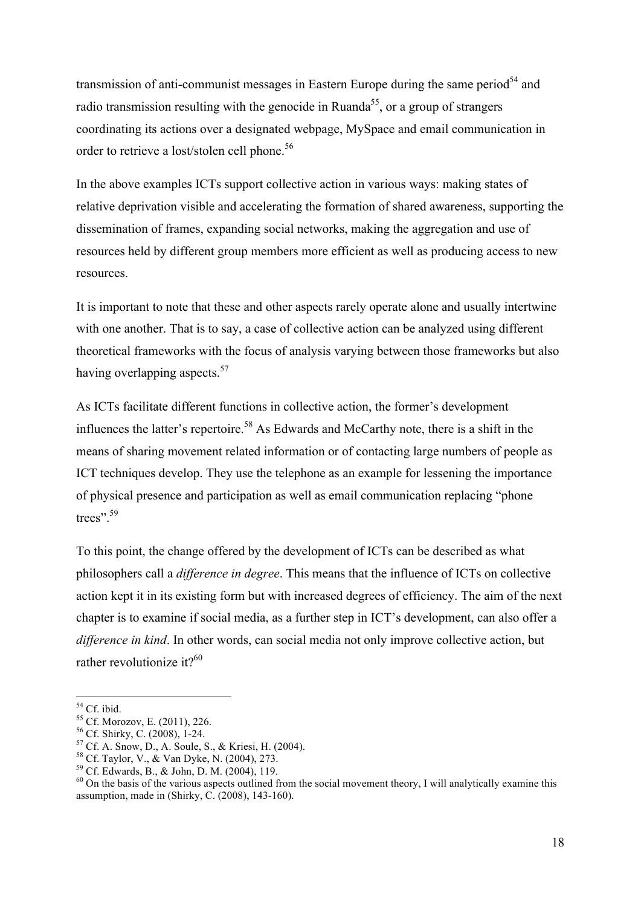transmission of anti-communist messages in Eastern Europe during the same period[54] and radio transmission resulting with the genocide in Ruanda[55], or a group of strangers coordinating its actions over a designated webpage, MySpace and email communication in order to retrieve a lost/stolen cell phone.[56]

In the above examples ICTs support collective action in various ways: making states of relative deprivation visible and accelerating the formation of shared awareness, supporting the dissemination of frames, expanding social networks, making the aggregation and use of resources held by different group members more efficient as well as producing access to new resources.

It is important to note that these and other aspects rarely operate alone and usually intertwine with one another. That is to say, a case of collective action can be analyzed using different theoretical frameworks with the focus of analysis varying between those frameworks but also having overlapping aspects.[57]

As ICTs facilitate different functions in collective action, the former's development influences the latter's repertoire.[58] As Edwards and McCarthy note, there is a shift in the means of sharing movement related information or of contacting large numbers of people as ICT techniques develop. They use the telephone as an example for lessening the importance of physical presence and participation as well as email communication replacing "phone trees".[59]

To this point, the change offered by the development of ICTs can be described as what philosophers call a *difference in degree*. This means that the influence of ICTs on collective action kept it in its existing form but with increased degrees of efficiency. The aim of the next chapter is to examine if social media, as a further step in ICT's development, can also offer a *difference in kind*. In other words, can social media not only improve collective action, but rather revolutionize it?[60]

---

[54] Cf. ibid.

[55] Cf. Morozov, E. (2011), 226.

[56] Cf. Shirky, C. (2008), 1-24.

[57] Cf. A. Snow, D., A. Soule, S., & Kriesi, H. (2004).

[58] Cf. Taylor, V., & Van Dyke, N. (2004), 273.

[59] Cf. Edwards, B., & John, D. M. (2004), 119.

[60] On the basis of the various aspects outlined from the social movement theory, I will analytically examine this assumption, made in (Shirky, C. (2008), 143-160).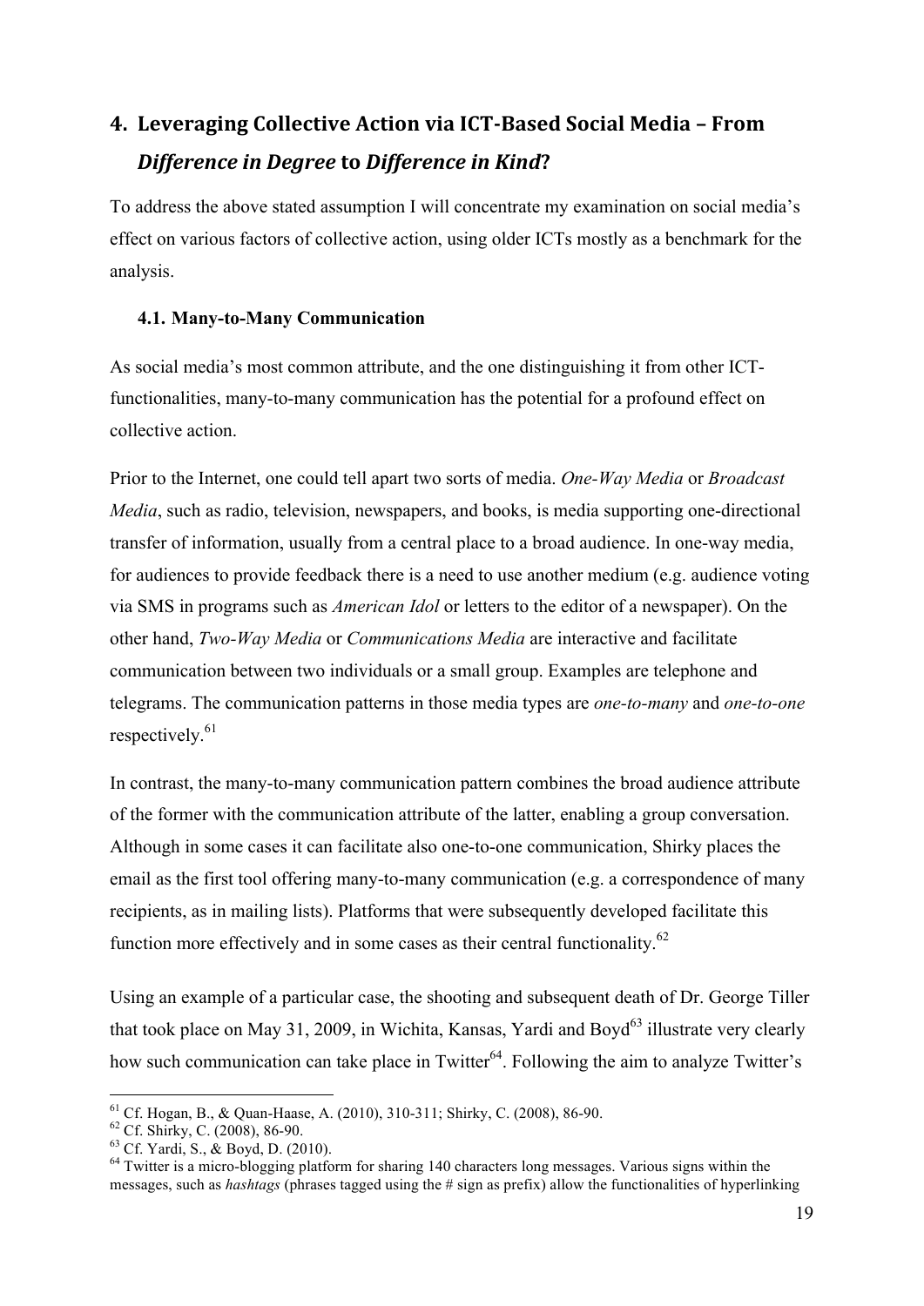# 4. Leveraging Collective Action via ICT-Based Social Media – From *Difference in Degree* to *Difference in Kind*?

To address the above stated assumption I will concentrate my examination on social media's effect on various factors of collective action, using older ICTs mostly as a benchmark for the analysis.

## 4.1. Many-to-Many Communication

As social media's most common attribute, and the one distinguishing it from other ICT-functionalities, many-to-many communication has the potential for a profound effect on collective action.

Prior to the Internet, one could tell apart two sorts of media. *One-Way Media* or *Broadcast Media*, such as radio, television, newspapers, and books, is media supporting one-directional transfer of information, usually from a central place to a broad audience. In one-way media, for audiences to provide feedback there is a need to use another medium (e.g. audience voting via SMS in programs such as *American Idol* or letters to the editor of a newspaper). On the other hand, *Two-Way Media* or *Communications Media* are interactive and facilitate communication between two individuals or a small group. Examples are telephone and telegrams. The communication patterns in those media types are *one-to-many* and *one-to-one* respectively.[61]

In contrast, the many-to-many communication pattern combines the broad audience attribute of the former with the communication attribute of the latter, enabling a group conversation. Although in some cases it can facilitate also one-to-one communication, Shirky places the email as the first tool offering many-to-many communication (e.g. a correspondence of many recipients, as in mailing lists). Platforms that were subsequently developed facilitate this function more effectively and in some cases as their central functionality.[62]

Using an example of a particular case, the shooting and subsequent death of Dr. George Tiller that took place on May 31, 2009, in Wichita, Kansas, Yardi and Boyd[63] illustrate very clearly how such communication can take place in Twitter[64]. Following the aim to analyze Twitter's

---

[61] Cf. Hogan, B., & Quan-Haase, A. (2010), 310-311; Shirky, C. (2008), 86-90.

[62] Cf. Shirky, C. (2008), 86-90.

[63] Cf. Yardi, S., & Boyd, D. (2010).

[64] Twitter is a micro-blogging platform for sharing 140 characters long messages. Various signs within the messages, such as *hashtags* (phrases tagged using the # sign as prefix) allow the functionalities of hyperlinking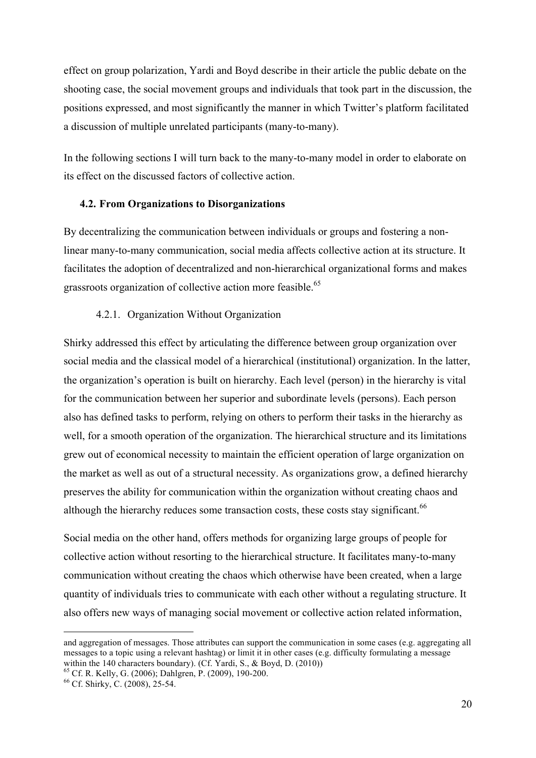effect on group polarization, Yardi and Boyd describe in their article the public debate on the shooting case, the social movement groups and individuals that took part in the discussion, the positions expressed, and most significantly the manner in which Twitter's platform facilitated a discussion of multiple unrelated participants (many-to-many).

In the following sections I will turn back to the many-to-many model in order to elaborate on its effect on the discussed factors of collective action.

### 4.2. From Organizations to Disorganizations

By decentralizing the communication between individuals or groups and fostering a non-linear many-to-many communication, social media affects collective action at its structure. It facilitates the adoption of decentralized and non-hierarchical organizational forms and makes grassroots organization of collective action more feasible.[65]

#### 4.2.1. Organization Without Organization

Shirky addressed this effect by articulating the difference between group organization over social media and the classical model of a hierarchical (institutional) organization. In the latter, the organization's operation is built on hierarchy. Each level (person) in the hierarchy is vital for the communication between her superior and subordinate levels (persons). Each person also has defined tasks to perform, relying on others to perform their tasks in the hierarchy as well, for a smooth operation of the organization. The hierarchical structure and its limitations grew out of economical necessity to maintain the efficient operation of large organization on the market as well as out of a structural necessity. As organizations grow, a defined hierarchy preserves the ability for communication within the organization without creating chaos and although the hierarchy reduces some transaction costs, these costs stay significant.[66]

Social media on the other hand, offers methods for organizing large groups of people for collective action without resorting to the hierarchical structure. It facilitates many-to-many communication without creating the chaos which otherwise have been created, when a large quantity of individuals tries to communicate with each other without a regulating structure. It also offers new ways of managing social movement or collective action related information,

---

and aggregation of messages. Those attributes can support the communication in some cases (e.g. aggregating all messages to a topic using a relevant hashtag) or limit it in other cases (e.g. difficulty formulating a message within the 140 characters boundary). (Cf. Yardi, S., & Boyd, D. (2010))

[65] Cf. R. Kelly, G. (2006); Dahlgren, P. (2009), 190-200.

[66] Cf. Shirky, C. (2008), 25-54.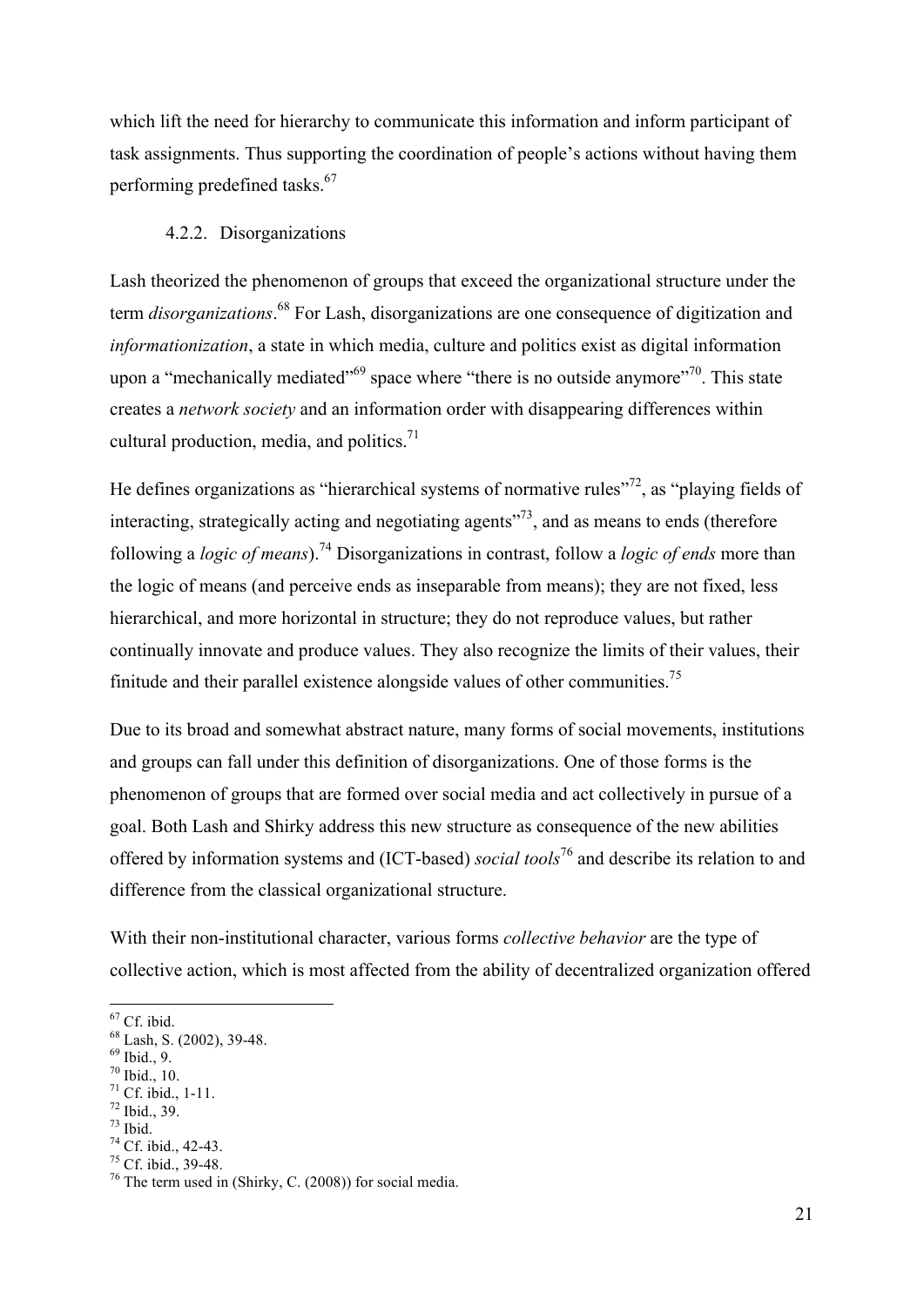which lift the need for hierarchy to communicate this information and inform participant of task assignments. Thus supporting the coordination of people's actions without having them performing predefined tasks.[67]

#### 4.2.2. Disorganizations

Lash theorized the phenomenon of groups that exceed the organizational structure under the term *disorganizations*.[68] For Lash, disorganizations are one consequence of digitization and *informationization*, a state in which media, culture and politics exist as digital information upon a "mechanically mediated"[69] space where "there is no outside anymore"[70]. This state creates a *network society* and an information order with disappearing differences within cultural production, media, and politics.[71]

He defines organizations as "hierarchical systems of normative rules"[72], as "playing fields of interacting, strategically acting and negotiating agents"[73], and as means to ends (therefore following a *logic of means*).[74] Disorganizations in contrast, follow a *logic of ends* more than the logic of means (and perceive ends as inseparable from means); they are not fixed, less hierarchical, and more horizontal in structure; they do not reproduce values, but rather continually innovate and produce values. They also recognize the limits of their values, their finitude and their parallel existence alongside values of other communities.[75]

Due to its broad and somewhat abstract nature, many forms of social movements, institutions and groups can fall under this definition of disorganizations. One of those forms is the phenomenon of groups that are formed over social media and act collectively in pursue of a goal. Both Lash and Shirky address this new structure as consequence of the new abilities offered by information systems and (ICT-based) *social tools*[76] and describe its relation to and difference from the classical organizational structure.

With their non-institutional character, various forms *collective behavior* are the type of collective action, which is most affected from the ability of decentralized organization offered

---

[67] Cf. ibid.
[68] Lash, S. (2002), 39-48.
[69] Ibid., 9.
[70] Ibid., 10.
[71] Cf. ibid., 1-11.
[72] Ibid., 39.
[73] Ibid.
[74] Cf. ibid., 42-43.
[75] Cf. ibid., 39-48.
[76] The term used in (Shirky, C. (2008)) for social media.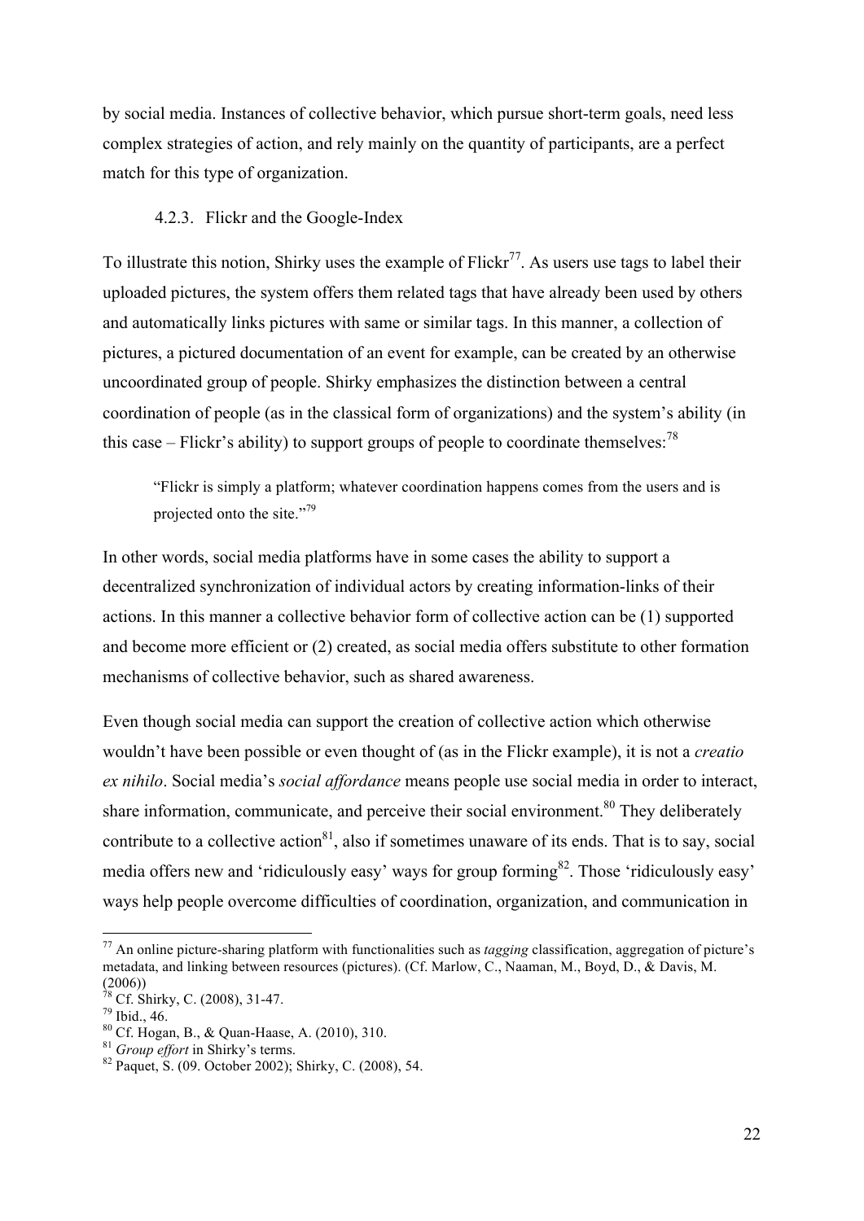by social media. Instances of collective behavior, which pursue short-term goals, need less complex strategies of action, and rely mainly on the quantity of participants, are a perfect match for this type of organization.

### 4.2.3. Flickr and the Google-Index

To illustrate this notion, Shirky uses the example of Flickr[77]. As users use tags to label their uploaded pictures, the system offers them related tags that have already been used by others and automatically links pictures with same or similar tags. In this manner, a collection of pictures, a pictured documentation of an event for example, can be created by an otherwise uncoordinated group of people. Shirky emphasizes the distinction between a central coordination of people (as in the classical form of organizations) and the system's ability (in this case – Flickr's ability) to support groups of people to coordinate themselves:[78]

> "Flickr is simply a platform; whatever coordination happens comes from the users and is projected onto the site."[79]

In other words, social media platforms have in some cases the ability to support a decentralized synchronization of individual actors by creating information-links of their actions. In this manner a collective behavior form of collective action can be (1) supported and become more efficient or (2) created, as social media offers substitute to other formation mechanisms of collective behavior, such as shared awareness.

Even though social media can support the creation of collective action which otherwise wouldn't have been possible or even thought of (as in the Flickr example), it is not a *creatio ex nihilo*. Social media's *social affordance* means people use social media in order to interact, share information, communicate, and perceive their social environment.[80] They deliberately contribute to a collective action[81], also if sometimes unaware of its ends. That is to say, social media offers new and 'ridiculously easy' ways for group forming[82]. Those 'ridiculously easy' ways help people overcome difficulties of coordination, organization, and communication in

---

[77] An online picture-sharing platform with functionalities such as *tagging* classification, aggregation of picture's metadata, and linking between resources (pictures). (Cf. Marlow, C., Naaman, M., Boyd, D., & Davis, M. (2006))

[78] Cf. Shirky, C. (2008), 31-47.

[79] Ibid., 46.

[80] Cf. Hogan, B., & Quan-Haase, A. (2010), 310.

[81] *Group effort* in Shirky's terms.

[82] Paquet, S. (09. October 2002); Shirky, C. (2008), 54.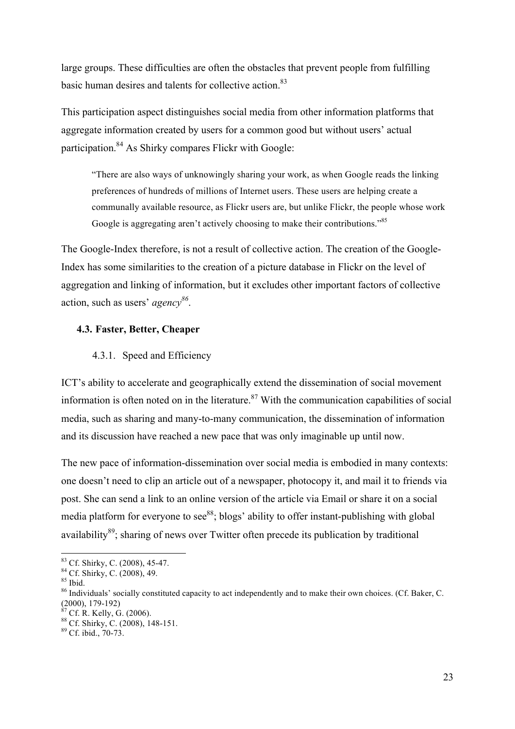large groups. These difficulties are often the obstacles that prevent people from fulfilling basic human desires and talents for collective action.[83]

This participation aspect distinguishes social media from other information platforms that aggregate information created by users for a common good but without users' actual participation.[84] As Shirky compares Flickr with Google:

> "There are also ways of unknowingly sharing your work, as when Google reads the linking preferences of hundreds of millions of Internet users. These users are helping create a communally available resource, as Flickr users are, but unlike Flickr, the people whose work Google is aggregating aren't actively choosing to make their contributions."[85]

The Google-Index therefore, is not a result of collective action. The creation of the Google-Index has some similarities to the creation of a picture database in Flickr on the level of aggregation and linking of information, but it excludes other important factors of collective action, such as users' *agency*[86].

### 4.3. Faster, Better, Cheaper

#### 4.3.1. Speed and Efficiency

ICT's ability to accelerate and geographically extend the dissemination of social movement information is often noted on in the literature.[87] With the communication capabilities of social media, such as sharing and many-to-many communication, the dissemination of information and its discussion have reached a new pace that was only imaginable up until now.

The new pace of information-dissemination over social media is embodied in many contexts: one doesn't need to clip an article out of a newspaper, photocopy it, and mail it to friends via post. She can send a link to an online version of the article via Email or share it on a social media platform for everyone to see[88]; blogs' ability to offer instant-publishing with global availability[89]; sharing of news over Twitter often precede its publication by traditional

---

[83] Cf. Shirky, C. (2008), 45-47.
[84] Cf. Shirky, C. (2008), 49.
[85] Ibid.
[86] Individuals' socially constituted capacity to act independently and to make their own choices. (Cf. Baker, C. (2000), 179-192)
[87] Cf. R. Kelly, G. (2006).
[88] Cf. Shirky, C. (2008), 148-151.
[89] Cf. ibid., 70-73.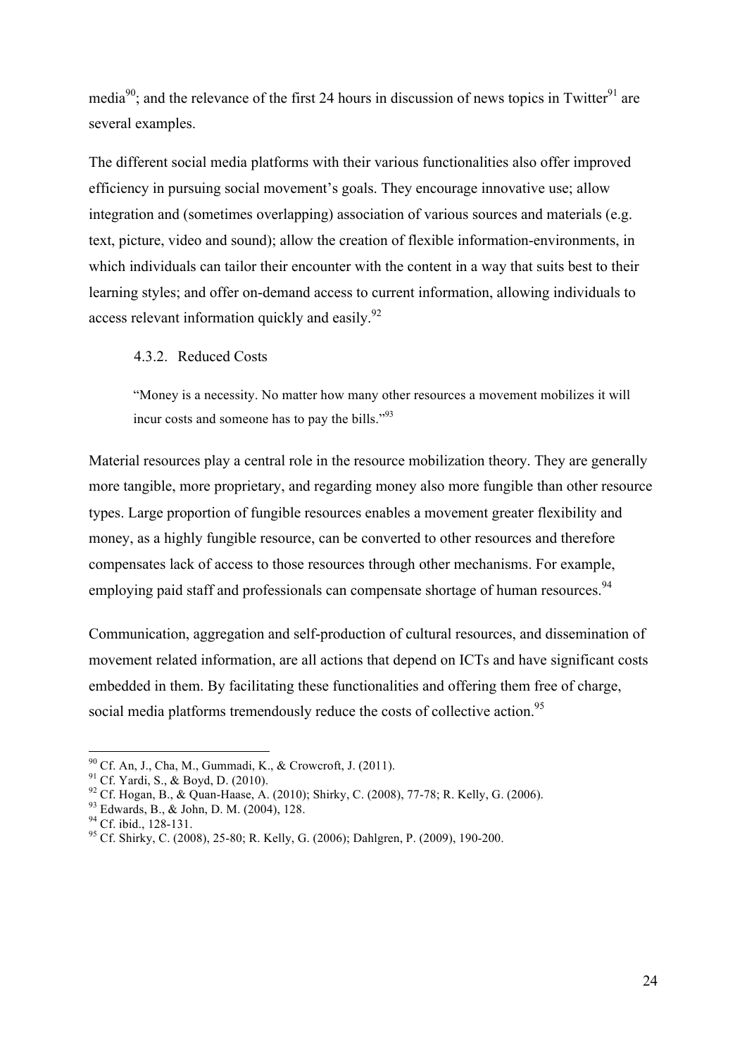media[90]; and the relevance of the first 24 hours in discussion of news topics in Twitter[91] are several examples.

The different social media platforms with their various functionalities also offer improved efficiency in pursuing social movement's goals. They encourage innovative use; allow integration and (sometimes overlapping) association of various sources and materials (e.g. text, picture, video and sound); allow the creation of flexible information-environments, in which individuals can tailor their encounter with the content in a way that suits best to their learning styles; and offer on-demand access to current information, allowing individuals to access relevant information quickly and easily.[92]

#### 4.3.2. Reduced Costs

> "Money is a necessity. No matter how many other resources a movement mobilizes it will incur costs and someone has to pay the bills."[93]

Material resources play a central role in the resource mobilization theory. They are generally more tangible, more proprietary, and regarding money also more fungible than other resource types. Large proportion of fungible resources enables a movement greater flexibility and money, as a highly fungible resource, can be converted to other resources and therefore compensates lack of access to those resources through other mechanisms. For example, employing paid staff and professionals can compensate shortage of human resources.[94]

Communication, aggregation and self-production of cultural resources, and dissemination of movement related information, are all actions that depend on ICTs and have significant costs embedded in them. By facilitating these functionalities and offering them free of charge, social media platforms tremendously reduce the costs of collective action.[95]

---

[90] Cf. An, J., Cha, M., Gummadi, K., & Crowcroft, J. (2011).

[91] Cf. Yardi, S., & Boyd, D. (2010).

[92] Cf. Hogan, B., & Quan-Haase, A. (2010); Shirky, C. (2008), 77-78; R. Kelly, G. (2006).

[93] Edwards, B., & John, D. M. (2004), 128.

[94] Cf. ibid., 128-131.

[95] Cf. Shirky, C. (2008), 25-80; R. Kelly, G. (2006); Dahlgren, P. (2009), 190-200.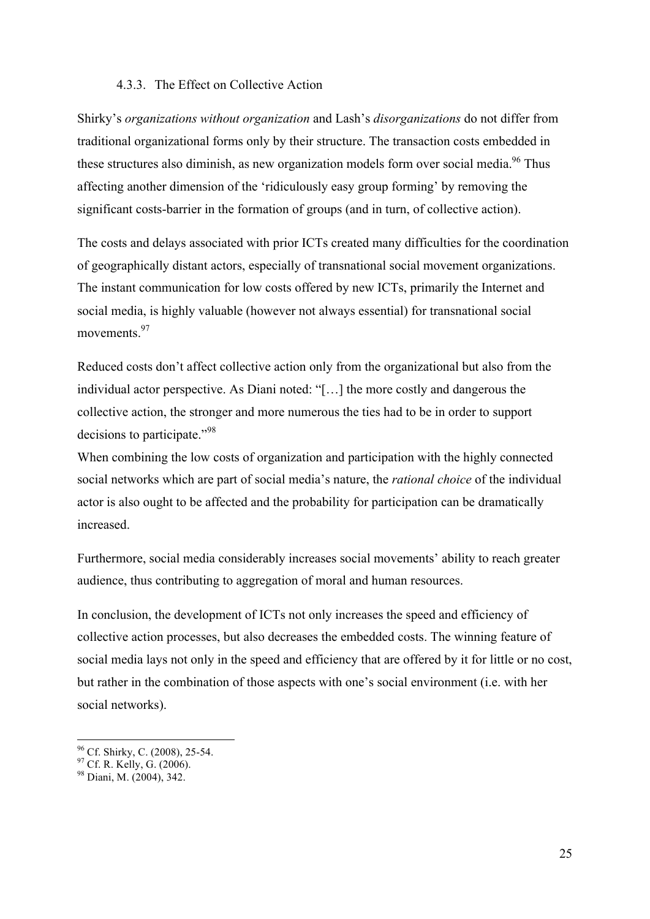### 4.3.3. The Effect on Collective Action

Shirky's *organizations without organization* and Lash's *disorganizations* do not differ from traditional organizational forms only by their structure. The transaction costs embedded in these structures also diminish, as new organization models form over social media.[96] Thus affecting another dimension of the 'ridiculously easy group forming' by removing the significant costs-barrier in the formation of groups (and in turn, of collective action).

The costs and delays associated with prior ICTs created many difficulties for the coordination of geographically distant actors, especially of transnational social movement organizations. The instant communication for low costs offered by new ICTs, primarily the Internet and social media, is highly valuable (however not always essential) for transnational social movements.[97]

Reduced costs don't affect collective action only from the organizational but also from the individual actor perspective. As Diani noted: "[…] the more costly and dangerous the collective action, the stronger and more numerous the ties had to be in order to support decisions to participate."[98]

When combining the low costs of organization and participation with the highly connected social networks which are part of social media's nature, the *rational choice* of the individual actor is also ought to be affected and the probability for participation can be dramatically increased.

Furthermore, social media considerably increases social movements' ability to reach greater audience, thus contributing to aggregation of moral and human resources.

In conclusion, the development of ICTs not only increases the speed and efficiency of collective action processes, but also decreases the embedded costs. The winning feature of social media lays not only in the speed and efficiency that are offered by it for little or no cost, but rather in the combination of those aspects with one's social environment (i.e. with her social networks).

---

[96] Cf. Shirky, C. (2008), 25-54.

[97] Cf. R. Kelly, G. (2006).

[98] Diani, M. (2004), 342.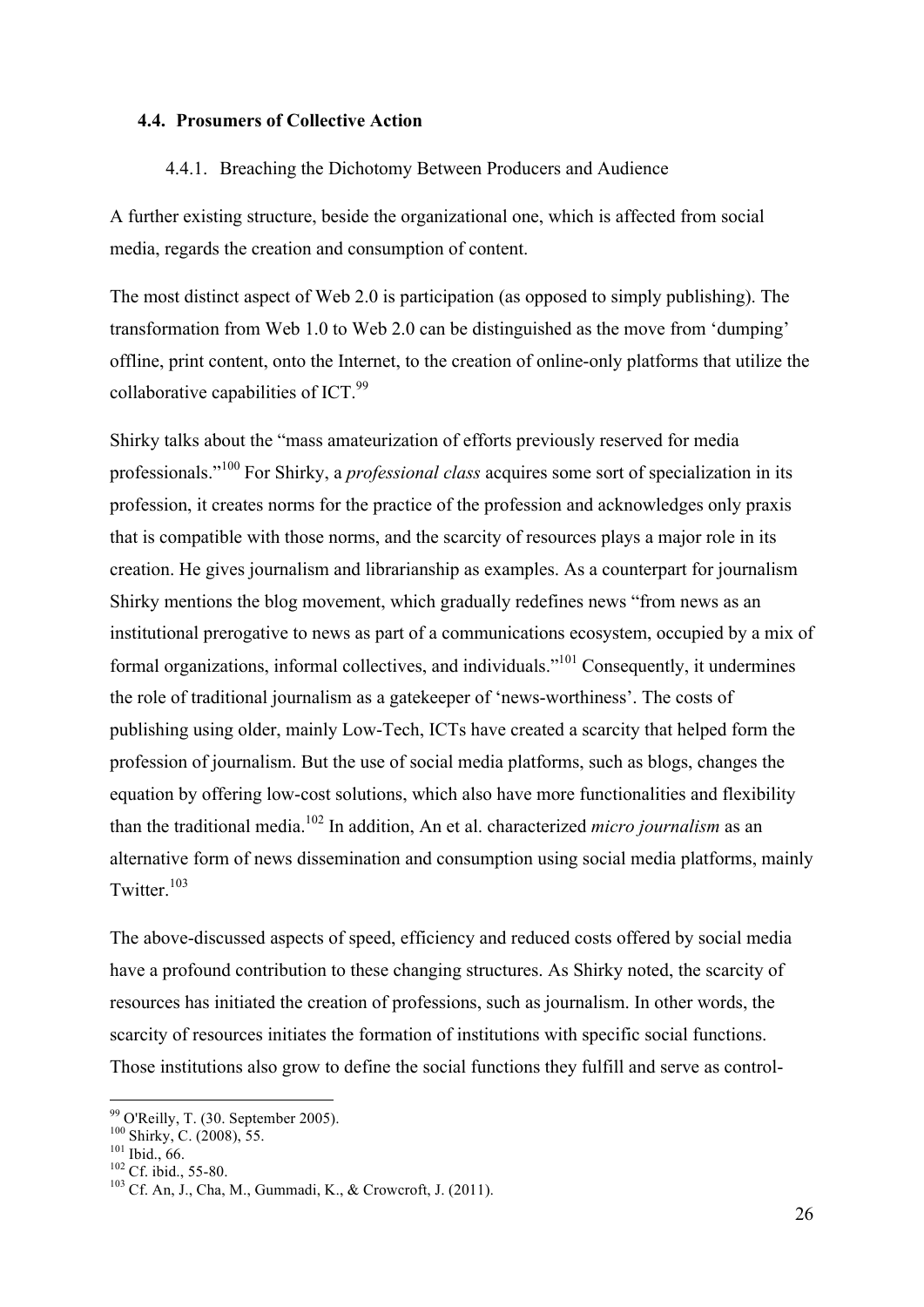### 4.4. Prosumers of Collective Action

#### 4.4.1. Breaching the Dichotomy Between Producers and Audience

A further existing structure, beside the organizational one, which is affected from social media, regards the creation and consumption of content.

The most distinct aspect of Web 2.0 is participation (as opposed to simply publishing). The transformation from Web 1.0 to Web 2.0 can be distinguished as the move from 'dumping' offline, print content, onto the Internet, to the creation of online-only platforms that utilize the collaborative capabilities of ICT.[99]

Shirky talks about the "mass amateurization of efforts previously reserved for media professionals."[100] For Shirky, a *professional class* acquires some sort of specialization in its profession, it creates norms for the practice of the profession and acknowledges only praxis that is compatible with those norms, and the scarcity of resources plays a major role in its creation. He gives journalism and librarianship as examples. As a counterpart for journalism Shirky mentions the blog movement, which gradually redefines news "from news as an institutional prerogative to news as part of a communications ecosystem, occupied by a mix of formal organizations, informal collectives, and individuals."[101] Consequently, it undermines the role of traditional journalism as a gatekeeper of 'news-worthiness'. The costs of publishing using older, mainly Low-Tech, ICTs have created a scarcity that helped form the profession of journalism. But the use of social media platforms, such as blogs, changes the equation by offering low-cost solutions, which also have more functionalities and flexibility than the traditional media.[102] In addition, An et al. characterized *micro journalism* as an alternative form of news dissemination and consumption using social media platforms, mainly Twitter.[103]

The above-discussed aspects of speed, efficiency and reduced costs offered by social media have a profound contribution to these changing structures. As Shirky noted, the scarcity of resources has initiated the creation of professions, such as journalism. In other words, the scarcity of resources initiates the formation of institutions with specific social functions. Those institutions also grow to define the social functions they fulfill and serve as control-

---

[99] O'Reilly, T. (30. September 2005).
[100] Shirky, C. (2008), 55.
[101] Ibid., 66.
[102] Cf. ibid., 55-80.
[103] Cf. An, J., Cha, M., Gummadi, K., & Crowcroft, J. (2011).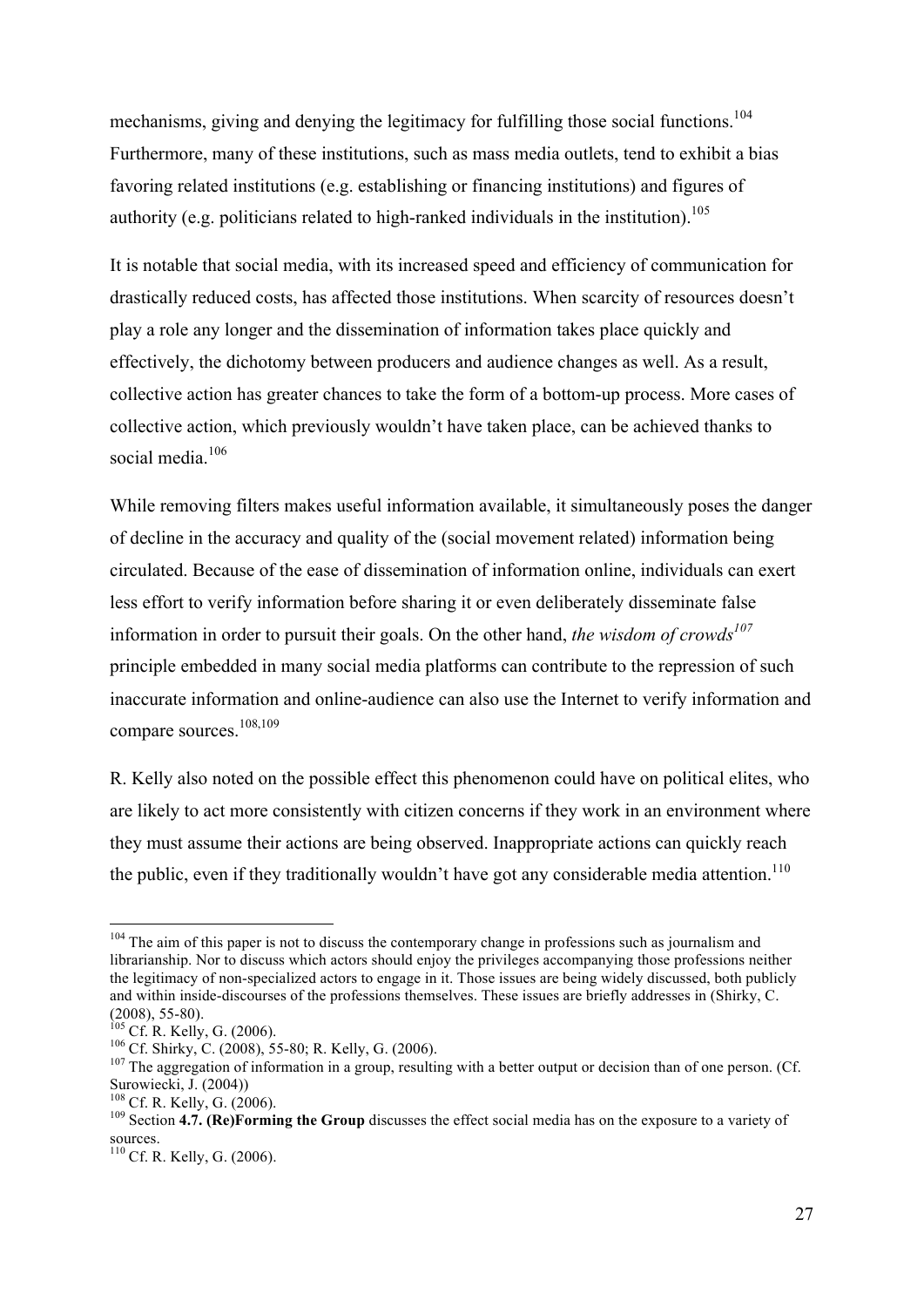mechanisms, giving and denying the legitimacy for fulfilling those social functions.[104] Furthermore, many of these institutions, such as mass media outlets, tend to exhibit a bias favoring related institutions (e.g. establishing or financing institutions) and figures of authority (e.g. politicians related to high-ranked individuals in the institution).[105]

It is notable that social media, with its increased speed and efficiency of communication for drastically reduced costs, has affected those institutions. When scarcity of resources doesn't play a role any longer and the dissemination of information takes place quickly and effectively, the dichotomy between producers and audience changes as well. As a result, collective action has greater chances to take the form of a bottom-up process. More cases of collective action, which previously wouldn't have taken place, can be achieved thanks to social media.[106]

While removing filters makes useful information available, it simultaneously poses the danger of decline in the accuracy and quality of the (social movement related) information being circulated. Because of the ease of dissemination of information online, individuals can exert less effort to verify information before sharing it or even deliberately disseminate false information in order to pursuit their goals. On the other hand, *the wisdom of crowds*[107] principle embedded in many social media platforms can contribute to the repression of such inaccurate information and online-audience can also use the Internet to verify information and compare sources.[108,109]

R. Kelly also noted on the possible effect this phenomenon could have on political elites, who are likely to act more consistently with citizen concerns if they work in an environment where they must assume their actions are being observed. Inappropriate actions can quickly reach the public, even if they traditionally wouldn't have got any considerable media attention.[110]

---

[104] The aim of this paper is not to discuss the contemporary change in professions such as journalism and librarianship. Nor to discuss which actors should enjoy the privileges accompanying those professions neither the legitimacy of non-specialized actors to engage in it. Those issues are being widely discussed, both publicly and within inside-discourses of the professions themselves. These issues are briefly addresses in (Shirky, C. (2008), 55-80).

[105] Cf. R. Kelly, G. (2006).

[106] Cf. Shirky, C. (2008), 55-80; R. Kelly, G. (2006).

[107] The aggregation of information in a group, resulting with a better output or decision than of one person. (Cf. Surowiecki, J. (2004))

[108] Cf. R. Kelly, G. (2006).

[109] Section **4.7. (Re)Forming the Group** discusses the effect social media has on the exposure to a variety of sources.

[110] Cf. R. Kelly, G. (2006).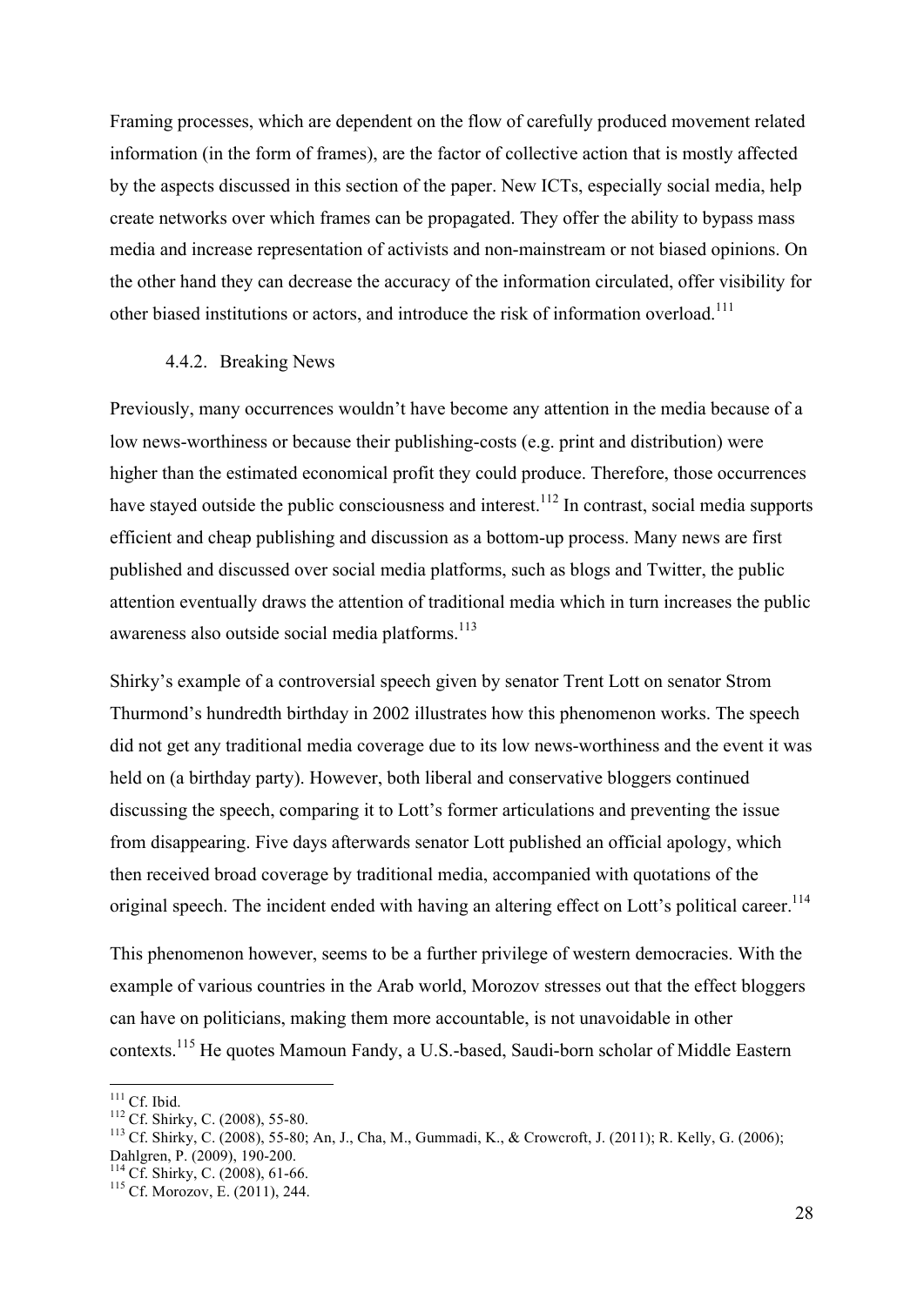Framing processes, which are dependent on the flow of carefully produced movement related information (in the form of frames), are the factor of collective action that is mostly affected by the aspects discussed in this section of the paper. New ICTs, especially social media, help create networks over which frames can be propagated. They offer the ability to bypass mass media and increase representation of activists and non-mainstream or not biased opinions. On the other hand they can decrease the accuracy of the information circulated, offer visibility for other biased institutions or actors, and introduce the risk of information overload.[111]

### 4.4.2. Breaking News

Previously, many occurrences wouldn't have become any attention in the media because of a low news-worthiness or because their publishing-costs (e.g. print and distribution) were higher than the estimated economical profit they could produce. Therefore, those occurrences have stayed outside the public consciousness and interest.[112] In contrast, social media supports efficient and cheap publishing and discussion as a bottom-up process. Many news are first published and discussed over social media platforms, such as blogs and Twitter, the public attention eventually draws the attention of traditional media which in turn increases the public awareness also outside social media platforms.[113]

Shirky's example of a controversial speech given by senator Trent Lott on senator Strom Thurmond's hundredth birthday in 2002 illustrates how this phenomenon works. The speech did not get any traditional media coverage due to its low news-worthiness and the event it was held on (a birthday party). However, both liberal and conservative bloggers continued discussing the speech, comparing it to Lott's former articulations and preventing the issue from disappearing. Five days afterwards senator Lott published an official apology, which then received broad coverage by traditional media, accompanied with quotations of the original speech. The incident ended with having an altering effect on Lott's political career.[114]

This phenomenon however, seems to be a further privilege of western democracies. With the example of various countries in the Arab world, Morozov stresses out that the effect bloggers can have on politicians, making them more accountable, is not unavoidable in other contexts.[115] He quotes Mamoun Fandy, a U.S.-based, Saudi-born scholar of Middle Eastern

---

[111] Cf. Ibid.

[112] Cf. Shirky, C. (2008), 55-80.

[113] Cf. Shirky, C. (2008), 55-80; An, J., Cha, M., Gummadi, K., & Crowcroft, J. (2011); R. Kelly, G. (2006); Dahlgren, P. (2009), 190-200.

[114] Cf. Shirky, C. (2008), 61-66.

[115] Cf. Morozov, E. (2011), 244.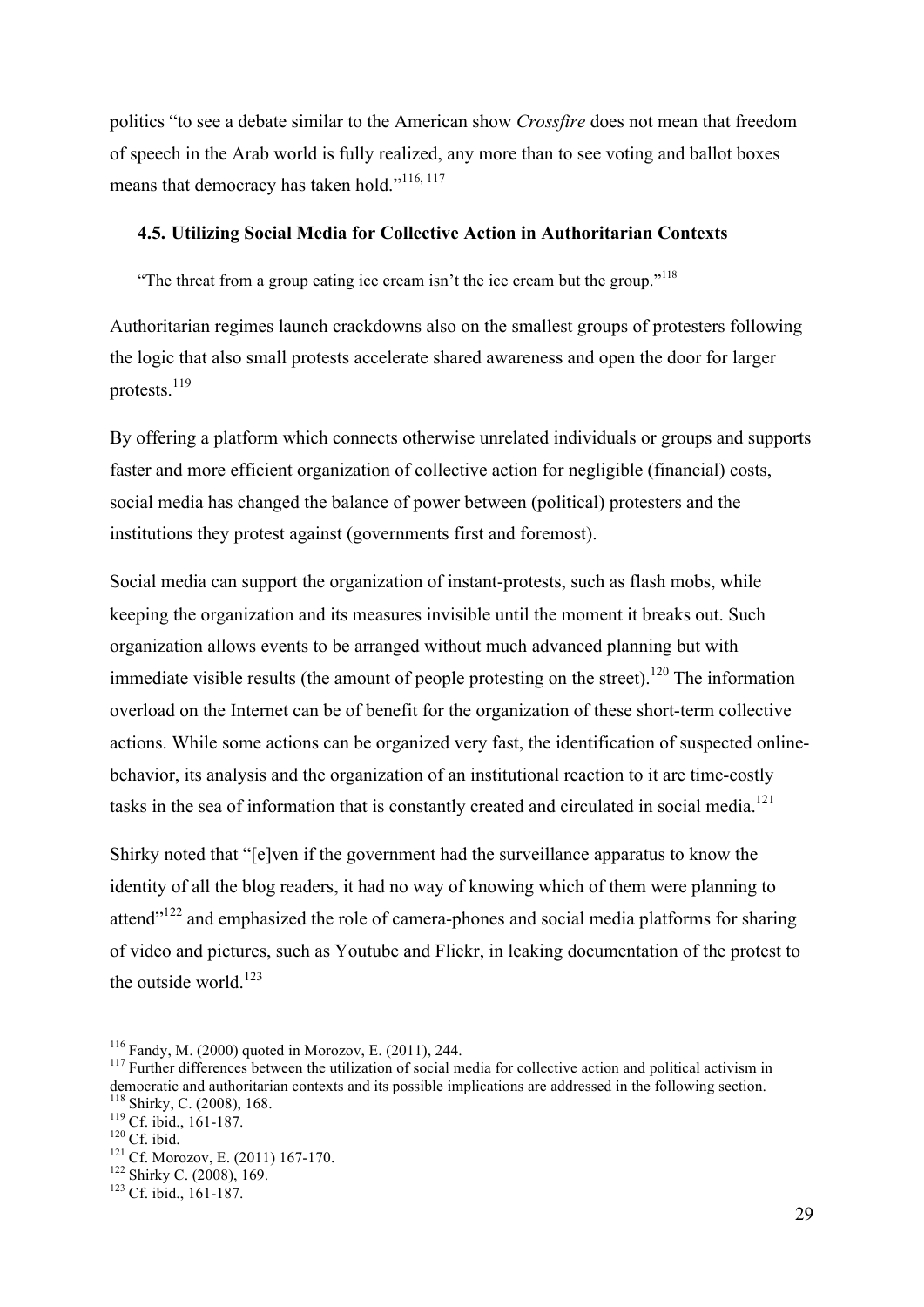politics "to see a debate similar to the American show *Crossfire* does not mean that freedom of speech in the Arab world is fully realized, any more than to see voting and ballot boxes means that democracy has taken hold."[116, 117]

### 4.5. Utilizing Social Media for Collective Action in Authoritarian Contexts

"The threat from a group eating ice cream isn't the ice cream but the group."[118]

Authoritarian regimes launch crackdowns also on the smallest groups of protesters following the logic that also small protests accelerate shared awareness and open the door for larger protests.[119]

By offering a platform which connects otherwise unrelated individuals or groups and supports faster and more efficient organization of collective action for negligible (financial) costs, social media has changed the balance of power between (political) protesters and the institutions they protest against (governments first and foremost).

Social media can support the organization of instant-protests, such as flash mobs, while keeping the organization and its measures invisible until the moment it breaks out. Such organization allows events to be arranged without much advanced planning but with immediate visible results (the amount of people protesting on the street).[120] The information overload on the Internet can be of benefit for the organization of these short-term collective actions. While some actions can be organized very fast, the identification of suspected online-behavior, its analysis and the organization of an institutional reaction to it are time-costly tasks in the sea of information that is constantly created and circulated in social media.[121]

Shirky noted that "[e]ven if the government had the surveillance apparatus to know the identity of all the blog readers, it had no way of knowing which of them were planning to attend"[122] and emphasized the role of camera-phones and social media platforms for sharing of video and pictures, such as Youtube and Flickr, in leaking documentation of the protest to the outside world.[123]

---

[116] Fandy, M. (2000) quoted in Morozov, E. (2011), 244.
[117] Further differences between the utilization of social media for collective action and political activism in democratic and authoritarian contexts and its possible implications are addressed in the following section.
[118] Shirky, C. (2008), 168.
[119] Cf. ibid., 161-187.
[120] Cf. ibid.
[121] Cf. Morozov, E. (2011) 167-170.
[122] Shirky C. (2008), 169.
[123] Cf. ibid., 161-187.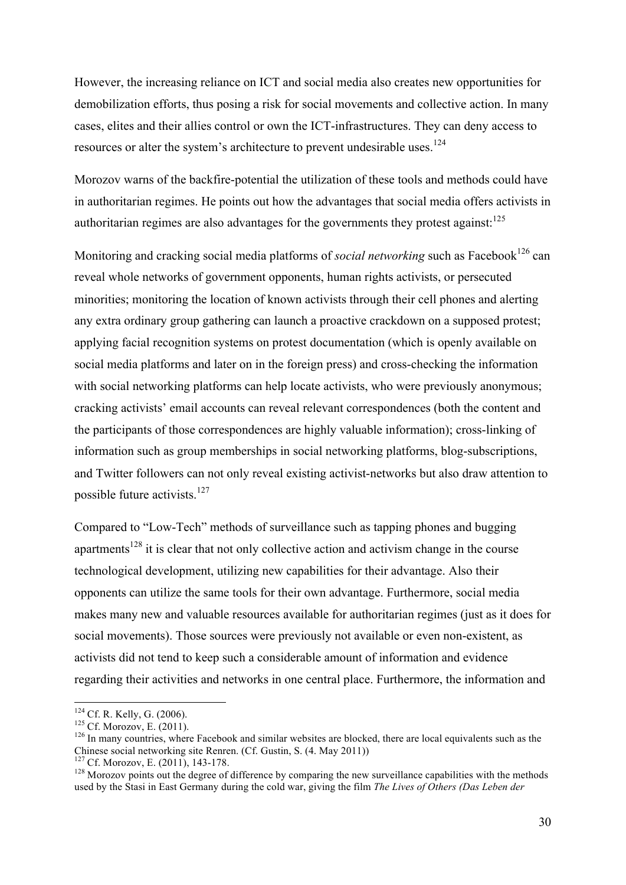However, the increasing reliance on ICT and social media also creates new opportunities for demobilization efforts, thus posing a risk for social movements and collective action. In many cases, elites and their allies control or own the ICT-infrastructures. They can deny access to resources or alter the system's architecture to prevent undesirable uses.[124]

Morozov warns of the backfire-potential the utilization of these tools and methods could have in authoritarian regimes. He points out how the advantages that social media offers activists in authoritarian regimes are also advantages for the governments they protest against:[125]

Monitoring and cracking social media platforms of *social networking* such as Facebook[126] can reveal whole networks of government opponents, human rights activists, or persecuted minorities; monitoring the location of known activists through their cell phones and alerting any extra ordinary group gathering can launch a proactive crackdown on a supposed protest; applying facial recognition systems on protest documentation (which is openly available on social media platforms and later on in the foreign press) and cross-checking the information with social networking platforms can help locate activists, who were previously anonymous; cracking activists' email accounts can reveal relevant correspondences (both the content and the participants of those correspondences are highly valuable information); cross-linking of information such as group memberships in social networking platforms, blog-subscriptions, and Twitter followers can not only reveal existing activist-networks but also draw attention to possible future activists.[127]

Compared to "Low-Tech" methods of surveillance such as tapping phones and bugging apartments[128] it is clear that not only collective action and activism change in the course technological development, utilizing new capabilities for their advantage. Also their opponents can utilize the same tools for their own advantage. Furthermore, social media makes many new and valuable resources available for authoritarian regimes (just as it does for social movements). Those sources were previously not available or even non-existent, as activists did not tend to keep such a considerable amount of information and evidence regarding their activities and networks in one central place. Furthermore, the information and

---

[124] Cf. R. Kelly, G. (2006).

[125] Cf. Morozov, E. (2011).

[126] In many countries, where Facebook and similar websites are blocked, there are local equivalents such as the Chinese social networking site Renren. (Cf. Gustin, S. (4. May 2011))

[127] Cf. Morozov, E. (2011), 143-178.

[128] Morozov points out the degree of difference by comparing the new surveillance capabilities with the methods used by the Stasi in East Germany during the cold war, giving the film *The Lives of Others (Das Leben der*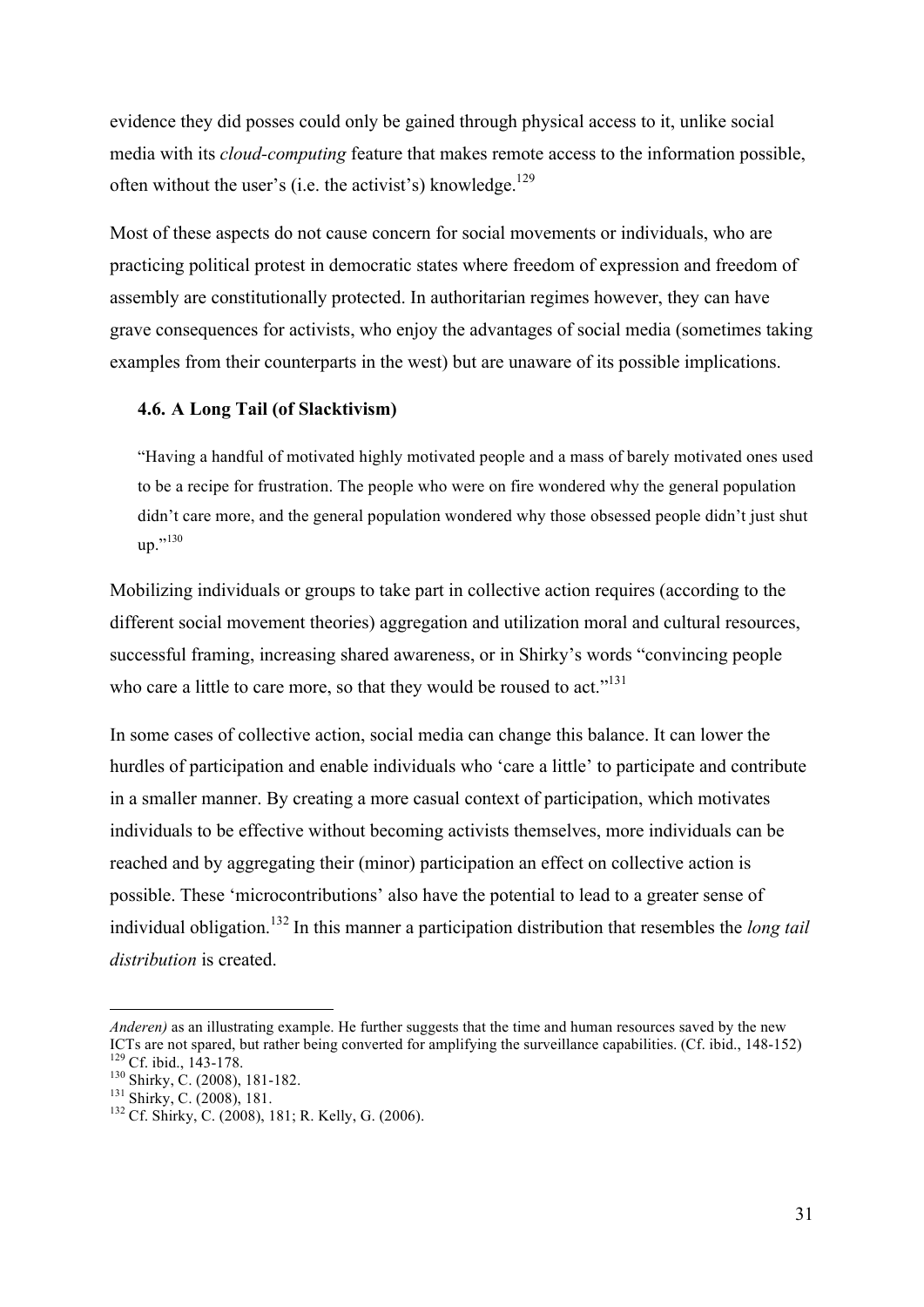evidence they did posses could only be gained through physical access to it, unlike social media with its *cloud-computing* feature that makes remote access to the information possible, often without the user's (i.e. the activist's) knowledge.[129]

Most of these aspects do not cause concern for social movements or individuals, who are practicing political protest in democratic states where freedom of expression and freedom of assembly are constitutionally protected. In authoritarian regimes however, they can have grave consequences for activists, who enjoy the advantages of social media (sometimes taking examples from their counterparts in the west) but are unaware of its possible implications.

### 4.6. A Long Tail (of Slacktivism)

> "Having a handful of motivated highly motivated people and a mass of barely motivated ones used to be a recipe for frustration. The people who were on fire wondered why the general population didn't care more, and the general population wondered why those obsessed people didn't just shut up."[130]

Mobilizing individuals or groups to take part in collective action requires (according to the different social movement theories) aggregation and utilization moral and cultural resources, successful framing, increasing shared awareness, or in Shirky's words "convincing people who care a little to care more, so that they would be roused to act."[131]

In some cases of collective action, social media can change this balance. It can lower the hurdles of participation and enable individuals who 'care a little' to participate and contribute in a smaller manner. By creating a more casual context of participation, which motivates individuals to be effective without becoming activists themselves, more individuals can be reached and by aggregating their (minor) participation an effect on collective action is possible. These 'microcontributions' also have the potential to lead to a greater sense of individual obligation.[132] In this manner a participation distribution that resembles the *long tail distribution* is created.

---

*Anderen)* as an illustrating example. He further suggests that the time and human resources saved by the new ICTs are not spared, but rather being converted for amplifying the surveillance capabilities. (Cf. ibid., 148-152)

[129] Cf. ibid., 143-178.

[130] Shirky, C. (2008), 181-182.

[131] Shirky, C. (2008), 181.

[132] Cf. Shirky, C. (2008), 181; R. Kelly, G. (2006).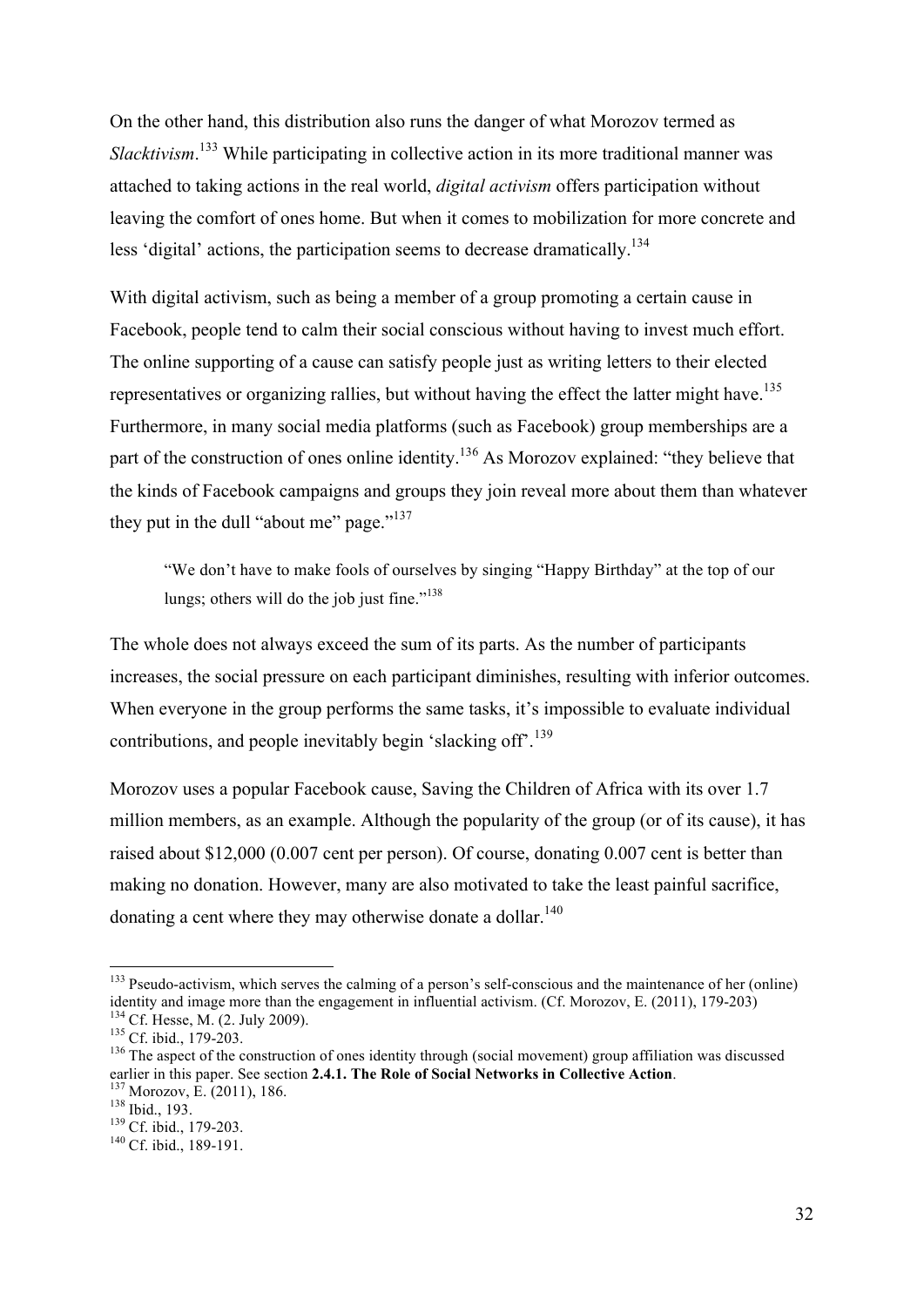On the other hand, this distribution also runs the danger of what Morozov termed as *Slacktivism*.[133] While participating in collective action in its more traditional manner was attached to taking actions in the real world, *digital activism* offers participation without leaving the comfort of ones home. But when it comes to mobilization for more concrete and less 'digital' actions, the participation seems to decrease dramatically.[134]

With digital activism, such as being a member of a group promoting a certain cause in Facebook, people tend to calm their social conscious without having to invest much effort. The online supporting of a cause can satisfy people just as writing letters to their elected representatives or organizing rallies, but without having the effect the latter might have.[135] Furthermore, in many social media platforms (such as Facebook) group memberships are a part of the construction of ones online identity.[136] As Morozov explained: "they believe that the kinds of Facebook campaigns and groups they join reveal more about them than whatever they put in the dull "about me" page."[137]

> "We don't have to make fools of ourselves by singing "Happy Birthday" at the top of our lungs; others will do the job just fine."[138]

The whole does not always exceed the sum of its parts. As the number of participants increases, the social pressure on each participant diminishes, resulting with inferior outcomes. When everyone in the group performs the same tasks, it's impossible to evaluate individual contributions, and people inevitably begin 'slacking off'.[139]

Morozov uses a popular Facebook cause, Saving the Children of Africa with its over 1.7 million members, as an example. Although the popularity of the group (or of its cause), it has raised about $12,000 (0.007 cent per person). Of course, donating 0.007 cent is better than making no donation. However, many are also motivated to take the least painful sacrifice, donating a cent where they may otherwise donate a dollar.[140]

---

[133] Pseudo-activism, which serves the calming of a person's self-conscious and the maintenance of her (online) identity and image more than the engagement in influential activism. (Cf. Morozov, E. (2011), 179-203)

[134] Cf. Hesse, M. (2. July 2009).

[135] Cf. ibid., 179-203.

[136] The aspect of the construction of ones identity through (social movement) group affiliation was discussed earlier in this paper. See section **2.4.1. The Role of Social Networks in Collective Action**.

[137] Morozov, E. (2011), 186.

[138] Ibid., 193.

[139] Cf. ibid., 179-203.

[140] Cf. ibid., 189-191.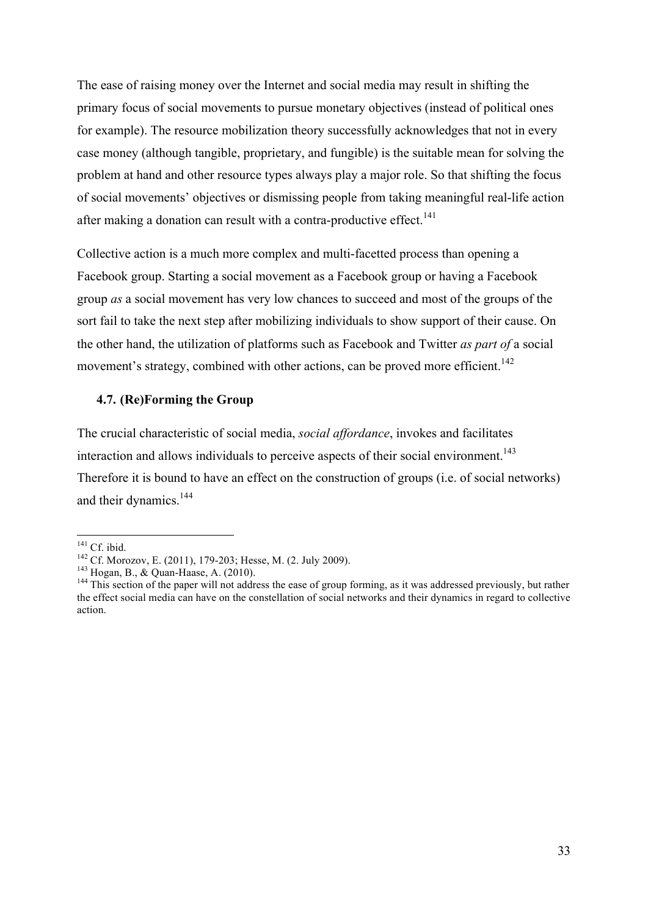The ease of raising money over the Internet and social media may result in shifting the primary focus of social movements to pursue monetary objectives (instead of political ones for example). The resource mobilization theory successfully acknowledges that not in every case money (although tangible, proprietary, and fungible) is the suitable mean for solving the problem at hand and other resource types always play a major role. So that shifting the focus of social movements' objectives or dismissing people from taking meaningful real-life action after making a donation can result with a contra-productive effect.[141]

Collective action is a much more complex and multi-facetted process than opening a Facebook group. Starting a social movement as a Facebook group or having a Facebook group *as* a social movement has very low chances to succeed and most of the groups of the sort fail to take the next step after mobilizing individuals to show support of their cause. On the other hand, the utilization of platforms such as Facebook and Twitter *as part of* a social movement's strategy, combined with other actions, can be proved more efficient.[142]

### 4.7. (Re)Forming the Group

The crucial characteristic of social media, *social affordance*, invokes and facilitates interaction and allows individuals to perceive aspects of their social environment.[143] Therefore it is bound to have an effect on the construction of groups (i.e. of social networks) and their dynamics.[144]

---

[141] Cf. ibid.

[142] Cf. Morozov, E. (2011), 179-203; Hesse, M. (2. July 2009).

[143] Hogan, B., & Quan-Haase, A. (2010).

[144] This section of the paper will not address the ease of group forming, as it was addressed previously, but rather the effect social media can have on the constellation of social networks and their dynamics in regard to collective action.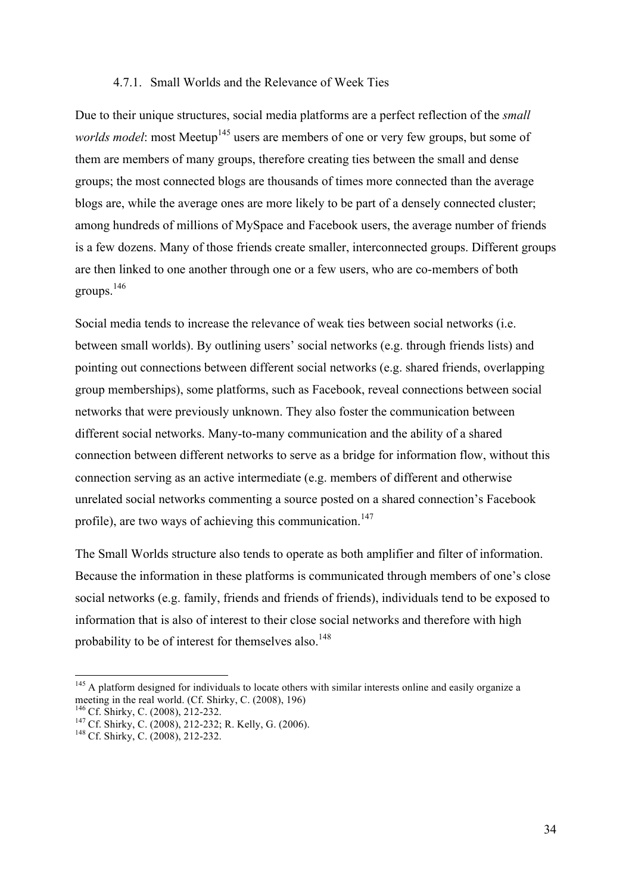#### 4.7.1. Small Worlds and the Relevance of Week Ties

Due to their unique structures, social media platforms are a perfect reflection of the *small worlds model*: most Meetup[145] users are members of one or very few groups, but some of them are members of many groups, therefore creating ties between the small and dense groups; the most connected blogs are thousands of times more connected than the average blogs are, while the average ones are more likely to be part of a densely connected cluster; among hundreds of millions of MySpace and Facebook users, the average number of friends is a few dozens. Many of those friends create smaller, interconnected groups. Different groups are then linked to one another through one or a few users, who are co-members of both groups.[146]

Social media tends to increase the relevance of weak ties between social networks (i.e. between small worlds). By outlining users' social networks (e.g. through friends lists) and pointing out connections between different social networks (e.g. shared friends, overlapping group memberships), some platforms, such as Facebook, reveal connections between social networks that were previously unknown. They also foster the communication between different social networks. Many-to-many communication and the ability of a shared connection between different networks to serve as a bridge for information flow, without this connection serving as an active intermediate (e.g. members of different and otherwise unrelated social networks commenting a source posted on a shared connection's Facebook profile), are two ways of achieving this communication.[147]

The Small Worlds structure also tends to operate as both amplifier and filter of information. Because the information in these platforms is communicated through members of one's close social networks (e.g. family, friends and friends of friends), individuals tend to be exposed to information that is also of interest to their close social networks and therefore with high probability to be of interest for themselves also.[148]

---

[145] A platform designed for individuals to locate others with similar interests online and easily organize a meeting in the real world. (Cf. Shirky, C. (2008), 196)

[146] Cf. Shirky, C. (2008), 212-232.

[147] Cf. Shirky, C. (2008), 212-232; R. Kelly, G. (2006).

[148] Cf. Shirky, C. (2008), 212-232.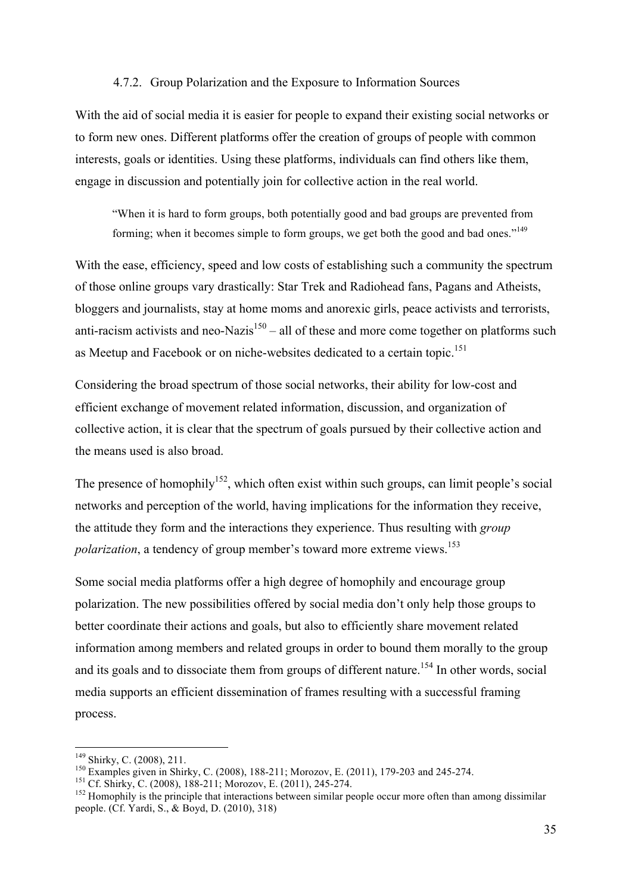### 4.7.2. Group Polarization and the Exposure to Information Sources

With the aid of social media it is easier for people to expand their existing social networks or to form new ones. Different platforms offer the creation of groups of people with common interests, goals or identities. Using these platforms, individuals can find others like them, engage in discussion and potentially join for collective action in the real world.

> "When it is hard to form groups, both potentially good and bad groups are prevented from forming; when it becomes simple to form groups, we get both the good and bad ones."[149]

With the ease, efficiency, speed and low costs of establishing such a community the spectrum of those online groups vary drastically: Star Trek and Radiohead fans, Pagans and Atheists, bloggers and journalists, stay at home moms and anorexic girls, peace activists and terrorists, anti-racism activists and neo-Nazis[150] – all of these and more come together on platforms such as Meetup and Facebook or on niche-websites dedicated to a certain topic.[151]

Considering the broad spectrum of those social networks, their ability for low-cost and efficient exchange of movement related information, discussion, and organization of collective action, it is clear that the spectrum of goals pursued by their collective action and the means used is also broad.

The presence of homophily[152], which often exist within such groups, can limit people's social networks and perception of the world, having implications for the information they receive, the attitude they form and the interactions they experience. Thus resulting with *group polarization*, a tendency of group member's toward more extreme views.[153]

Some social media platforms offer a high degree of homophily and encourage group polarization. The new possibilities offered by social media don't only help those groups to better coordinate their actions and goals, but also to efficiently share movement related information among members and related groups in order to bound them morally to the group and its goals and to dissociate them from groups of different nature.[154] In other words, social media supports an efficient dissemination of frames resulting with a successful framing process.

---

[149] Shirky, C. (2008), 211.

[150] Examples given in Shirky, C. (2008), 188-211; Morozov, E. (2011), 179-203 and 245-274.

[151] Cf. Shirky, C. (2008), 188-211; Morozov, E. (2011), 245-274.

[152] Homophily is the principle that interactions between similar people occur more often than among dissimilar people. (Cf. Yardi, S., & Boyd, D. (2010), 318)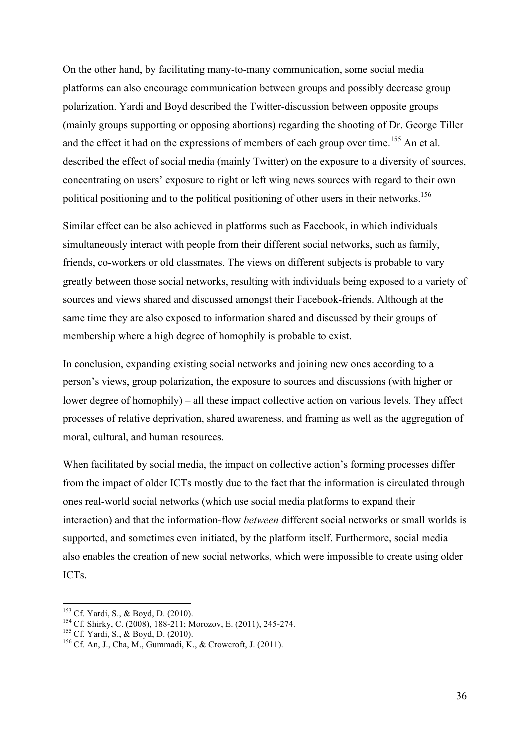On the other hand, by facilitating many-to-many communication, some social media platforms can also encourage communication between groups and possibly decrease group polarization. Yardi and Boyd described the Twitter-discussion between opposite groups (mainly groups supporting or opposing abortions) regarding the shooting of Dr. George Tiller and the effect it had on the expressions of members of each group over time.[155] An et al. described the effect of social media (mainly Twitter) on the exposure to a diversity of sources, concentrating on users' exposure to right or left wing news sources with regard to their own political positioning and to the political positioning of other users in their networks.[156]

Similar effect can be also achieved in platforms such as Facebook, in which individuals simultaneously interact with people from their different social networks, such as family, friends, co-workers or old classmates. The views on different subjects is probable to vary greatly between those social networks, resulting with individuals being exposed to a variety of sources and views shared and discussed amongst their Facebook-friends. Although at the same time they are also exposed to information shared and discussed by their groups of membership where a high degree of homophily is probable to exist.

In conclusion, expanding existing social networks and joining new ones according to a person's views, group polarization, the exposure to sources and discussions (with higher or lower degree of homophily) – all these impact collective action on various levels. They affect processes of relative deprivation, shared awareness, and framing as well as the aggregation of moral, cultural, and human resources.

When facilitated by social media, the impact on collective action's forming processes differ from the impact of older ICTs mostly due to the fact that the information is circulated through ones real-world social networks (which use social media platforms to expand their interaction) and that the information-flow *between* different social networks or small worlds is supported, and sometimes even initiated, by the platform itself. Furthermore, social media also enables the creation of new social networks, which were impossible to create using older ICTs.

---

[153] Cf. Yardi, S., & Boyd, D. (2010).
[154] Cf. Shirky, C. (2008), 188-211; Morozov, E. (2011), 245-274.
[155] Cf. Yardi, S., & Boyd, D. (2010).
[156] Cf. An, J., Cha, M., Gummadi, K., & Crowcroft, J. (2011).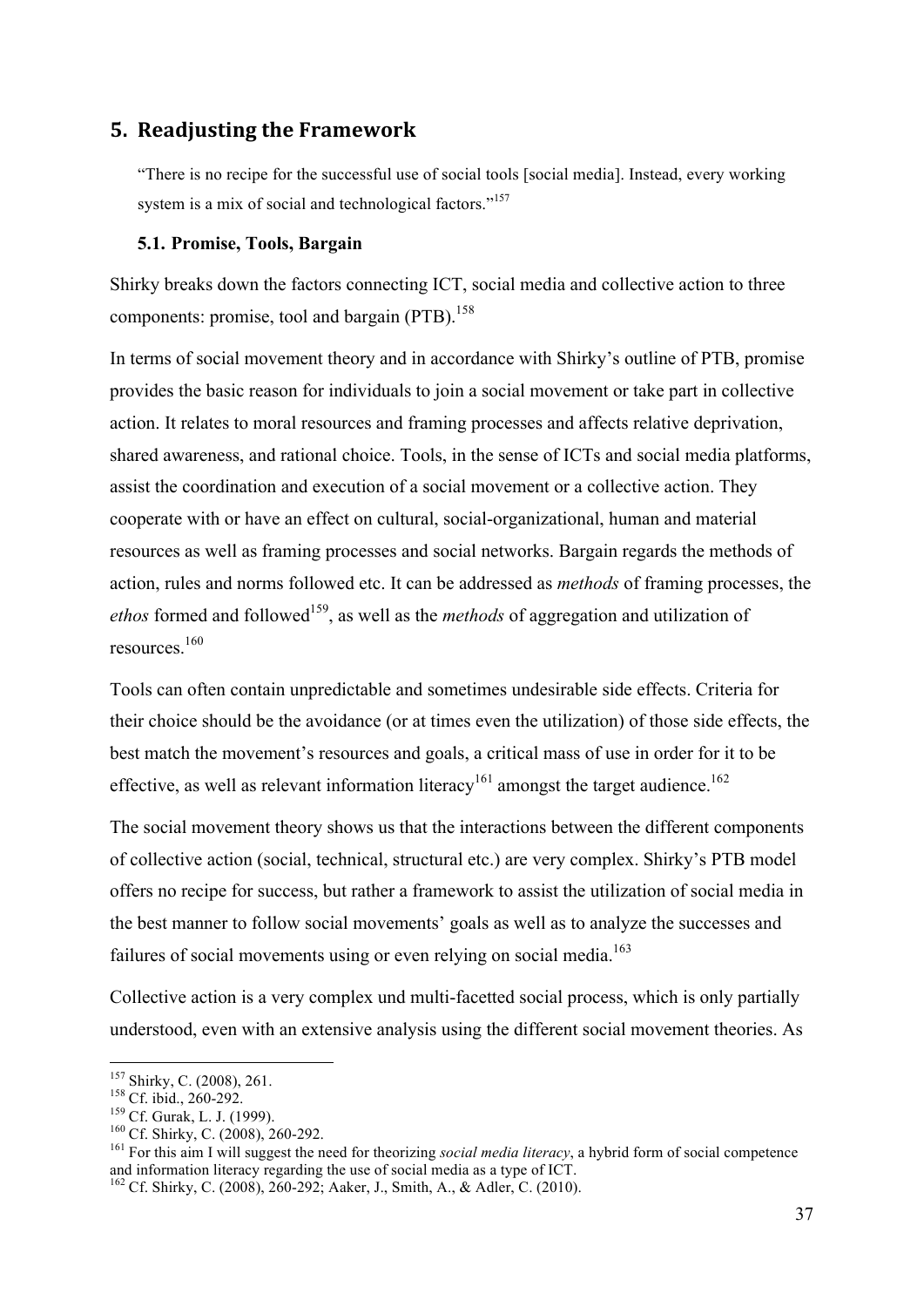## 5. Readjusting the Framework

"There is no recipe for the successful use of social tools [social media]. Instead, every working system is a mix of social and technological factors."[157]

### 5.1. Promise, Tools, Bargain

Shirky breaks down the factors connecting ICT, social media and collective action to three components: promise, tool and bargain (PTB).[158]

In terms of social movement theory and in accordance with Shirky's outline of PTB, promise provides the basic reason for individuals to join a social movement or take part in collective action. It relates to moral resources and framing processes and affects relative deprivation, shared awareness, and rational choice. Tools, in the sense of ICTs and social media platforms, assist the coordination and execution of a social movement or a collective action. They cooperate with or have an effect on cultural, social-organizational, human and material resources as well as framing processes and social networks. Bargain regards the methods of action, rules and norms followed etc. It can be addressed as *methods* of framing processes, the *ethos* formed and followed[159], as well as the *methods* of aggregation and utilization of resources.[160]

Tools can often contain unpredictable and sometimes undesirable side effects. Criteria for their choice should be the avoidance (or at times even the utilization) of those side effects, the best match the movement's resources and goals, a critical mass of use in order for it to be effective, as well as relevant information literacy[161] amongst the target audience.[162]

The social movement theory shows us that the interactions between the different components of collective action (social, technical, structural etc.) are very complex. Shirky's PTB model offers no recipe for success, but rather a framework to assist the utilization of social media in the best manner to follow social movements' goals as well as to analyze the successes and failures of social movements using or even relying on social media.[163]

Collective action is a very complex und multi-facetted social process, which is only partially understood, even with an extensive analysis using the different social movement theories. As

---

[157] Shirky, C. (2008), 261.

[158] Cf. ibid., 260-292.

[159] Cf. Gurak, L. J. (1999).

[160] Cf. Shirky, C. (2008), 260-292.

[161] For this aim I will suggest the need for theorizing *social media literacy*, a hybrid form of social competence and information literacy regarding the use of social media as a type of ICT.

[162] Cf. Shirky, C. (2008), 260-292; Aaker, J., Smith, A., & Adler, C. (2010).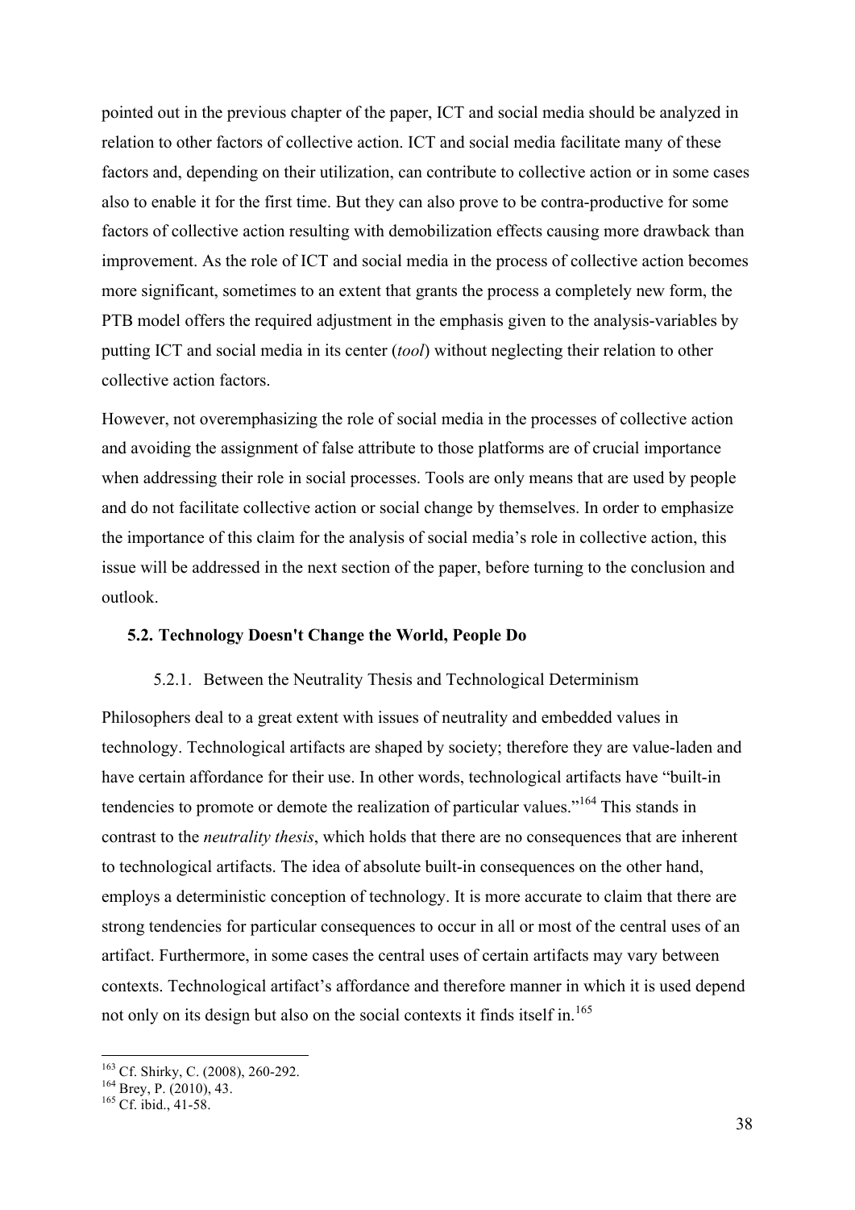pointed out in the previous chapter of the paper, ICT and social media should be analyzed in relation to other factors of collective action. ICT and social media facilitate many of these factors and, depending on their utilization, can contribute to collective action or in some cases also to enable it for the first time. But they can also prove to be contra-productive for some factors of collective action resulting with demobilization effects causing more drawback than improvement. As the role of ICT and social media in the process of collective action becomes more significant, sometimes to an extent that grants the process a completely new form, the PTB model offers the required adjustment in the emphasis given to the analysis-variables by putting ICT and social media in its center (*tool*) without neglecting their relation to other collective action factors.

However, not overemphasizing the role of social media in the processes of collective action and avoiding the assignment of false attribute to those platforms are of crucial importance when addressing their role in social processes. Tools are only means that are used by people and do not facilitate collective action or social change by themselves. In order to emphasize the importance of this claim for the analysis of social media's role in collective action, this issue will be addressed in the next section of the paper, before turning to the conclusion and outlook.

## 5.2. Technology Doesn't Change the World, People Do

### 5.2.1. Between the Neutrality Thesis and Technological Determinism

Philosophers deal to a great extent with issues of neutrality and embedded values in technology. Technological artifacts are shaped by society; therefore they are value-laden and have certain affordance for their use. In other words, technological artifacts have "built-in tendencies to promote or demote the realization of particular values."[164] This stands in contrast to the *neutrality thesis*, which holds that there are no consequences that are inherent to technological artifacts. The idea of absolute built-in consequences on the other hand, employs a deterministic conception of technology. It is more accurate to claim that there are strong tendencies for particular consequences to occur in all or most of the central uses of an artifact. Furthermore, in some cases the central uses of certain artifacts may vary between contexts. Technological artifact's affordance and therefore manner in which it is used depend not only on its design but also on the social contexts it finds itself in.[165]

---

[163] Cf. Shirky, C. (2008), 260-292.
[164] Brey, P. (2010), 43.
[165] Cf. ibid., 41-58.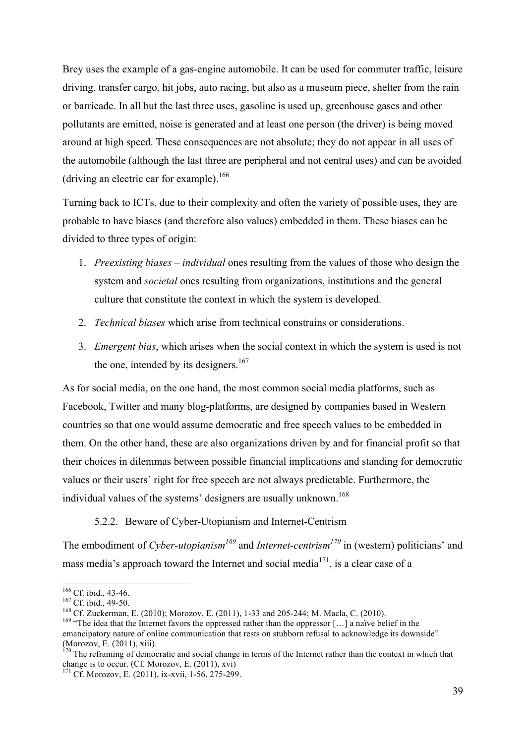Brey uses the example of a gas-engine automobile. It can be used for commuter traffic, leisure driving, transfer cargo, hit jobs, auto racing, but also as a museum piece, shelter from the rain or barricade. In all but the last three uses, gasoline is used up, greenhouse gases and other pollutants are emitted, noise is generated and at least one person (the driver) is being moved around at high speed. These consequences are not absolute; they do not appear in all uses of the automobile (although the last three are peripheral and not central uses) and can be avoided (driving an electric car for example).[166]

Turning back to ICTs, due to their complexity and often the variety of possible uses, they are probable to have biases (and therefore also values) embedded in them. These biases can be divided to three types of origin:

1. *Preexisting biases* – *individual* ones resulting from the values of those who design the system and *societal* ones resulting from organizations, institutions and the general culture that constitute the context in which the system is developed.
2. *Technical biases* which arise from technical constrains or considerations.
3. *Emergent bias*, which arises when the social context in which the system is used is not the one, intended by its designers.[167]

As for social media, on the one hand, the most common social media platforms, such as Facebook, Twitter and many blog-platforms, are designed by companies based in Western countries so that one would assume democratic and free speech values to be embedded in them. On the other hand, these are also organizations driven by and for financial profit so that their choices in dilemmas between possible financial implications and standing for democratic values or their users' right for free speech are not always predictable. Furthermore, the individual values of the systems' designers are usually unknown.[168]

### 5.2.2. Beware of Cyber-Utopianism and Internet-Centrism

The embodiment of *Cyber-utopianism*[169] and *Internet-centrism*[170] in (western) politicians' and mass media's approach toward the Internet and social media[171], is a clear case of a

---

[166] Cf. ibid., 43-46.

[167] Cf. ibid., 49-50.

[168] Cf. Zuckerman, E. (2010); Morozov, E. (2011), 1-33 and 205-244; M. Macla, C. (2010).

[169] "The idea that the Internet favors the oppressed rather than the oppressor […] a naïve belief in the emancipatory nature of online communication that rests on stubborn refusal to acknowledge its downside" (Morozov, E. (2011), xiii).

[170] The reframing of democratic and social change in terms of the Internet rather than the context in which that change is to occur. (Cf. Morozov, E. (2011), xvi)

[171] Cf. Morozov, E. (2011), ix-xvii, 1-56, 275-299.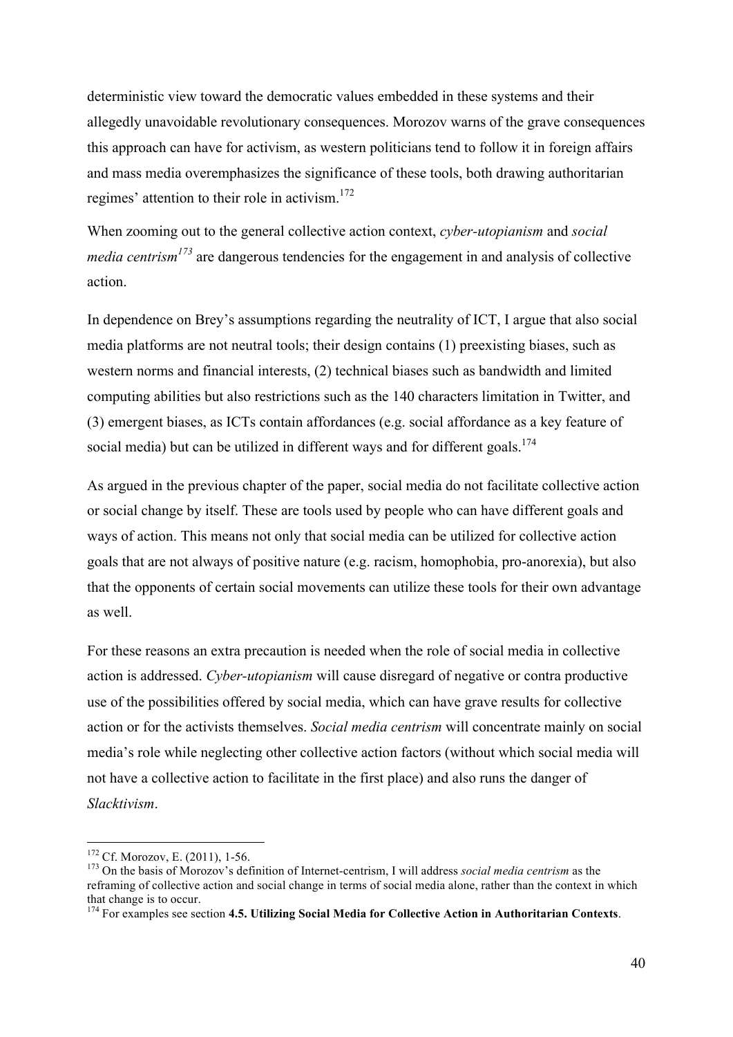deterministic view toward the democratic values embedded in these systems and their allegedly unavoidable revolutionary consequences. Morozov warns of the grave consequences this approach can have for activism, as western politicians tend to follow it in foreign affairs and mass media overemphasizes the significance of these tools, both drawing authoritarian regimes' attention to their role in activism.[172]

When zooming out to the general collective action context, *cyber-utopianism* and *social media centrism*[173] are dangerous tendencies for the engagement in and analysis of collective action.

In dependence on Brey's assumptions regarding the neutrality of ICT, I argue that also social media platforms are not neutral tools; their design contains (1) preexisting biases, such as western norms and financial interests, (2) technical biases such as bandwidth and limited computing abilities but also restrictions such as the 140 characters limitation in Twitter, and (3) emergent biases, as ICTs contain affordances (e.g. social affordance as a key feature of social media) but can be utilized in different ways and for different goals.[174]

As argued in the previous chapter of the paper, social media do not facilitate collective action or social change by itself. These are tools used by people who can have different goals and ways of action. This means not only that social media can be utilized for collective action goals that are not always of positive nature (e.g. racism, homophobia, pro-anorexia), but also that the opponents of certain social movements can utilize these tools for their own advantage as well.

For these reasons an extra precaution is needed when the role of social media in collective action is addressed. *Cyber-utopianism* will cause disregard of negative or contra productive use of the possibilities offered by social media, which can have grave results for collective action or for the activists themselves. *Social media centrism* will concentrate mainly on social media's role while neglecting other collective action factors (without which social media will not have a collective action to facilitate in the first place) and also runs the danger of *Slacktivism*.

---

[172] Cf. Morozov, E. (2011), 1-56.

[173] On the basis of Morozov's definition of Internet-centrism, I will address *social media centrism* as the reframing of collective action and social change in terms of social media alone, rather than the context in which that change is to occur.

[174] For examples see section **4.5. Utilizing Social Media for Collective Action in Authoritarian Contexts**.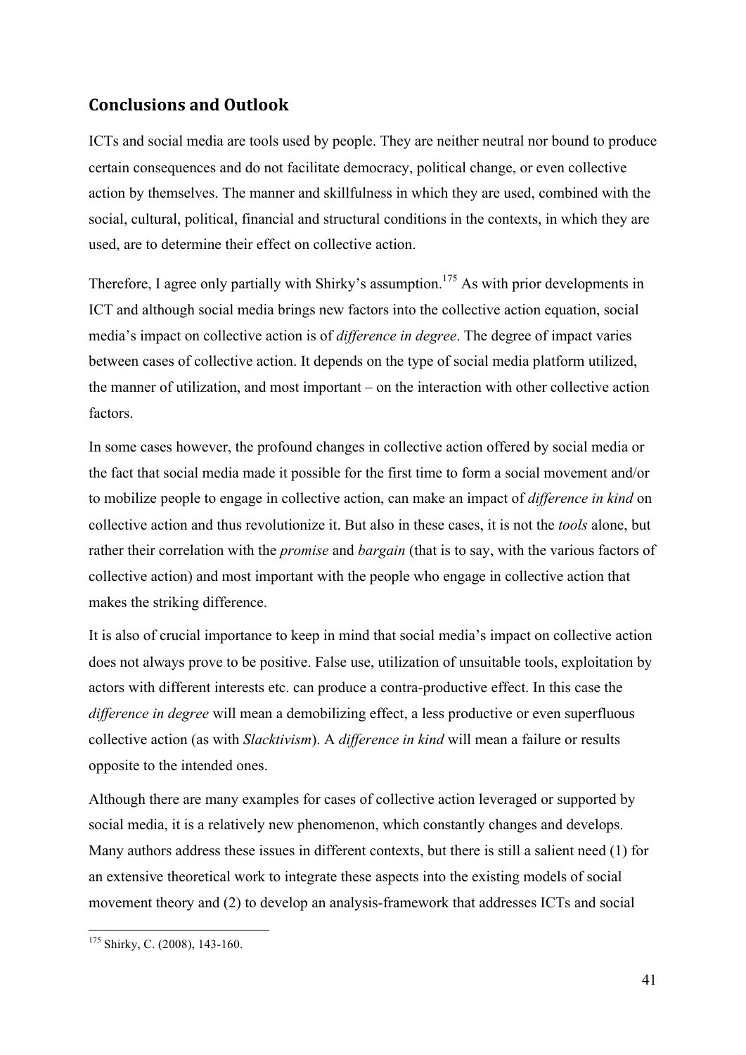## Conclusions and Outlook

ICTs and social media are tools used by people. They are neither neutral nor bound to produce certain consequences and do not facilitate democracy, political change, or even collective action by themselves. The manner and skillfulness in which they are used, combined with the social, cultural, political, financial and structural conditions in the contexts, in which they are used, are to determine their effect on collective action.

Therefore, I agree only partially with Shirky's assumption.[175] As with prior developments in ICT and although social media brings new factors into the collective action equation, social media's impact on collective action is of *difference in degree*. The degree of impact varies between cases of collective action. It depends on the type of social media platform utilized, the manner of utilization, and most important – on the interaction with other collective action factors.

In some cases however, the profound changes in collective action offered by social media or the fact that social media made it possible for the first time to form a social movement and/or to mobilize people to engage in collective action, can make an impact of *difference in kind* on collective action and thus revolutionize it. But also in these cases, it is not the *tools* alone, but rather their correlation with the *promise* and *bargain* (that is to say, with the various factors of collective action) and most important with the people who engage in collective action that makes the striking difference.

It is also of crucial importance to keep in mind that social media's impact on collective action does not always prove to be positive. False use, utilization of unsuitable tools, exploitation by actors with different interests etc. can produce a contra-productive effect. In this case the *difference in degree* will mean a demobilizing effect, a less productive or even superfluous collective action (as with *Slacktivism*). A *difference in kind* will mean a failure or results opposite to the intended ones.

Although there are many examples for cases of collective action leveraged or supported by social media, it is a relatively new phenomenon, which constantly changes and develops. Many authors address these issues in different contexts, but there is still a salient need (1) for an extensive theoretical work to integrate these aspects into the existing models of social movement theory and (2) to develop an analysis-framework that addresses ICTs and social

[175] Shirky, C. (2008), 143-160.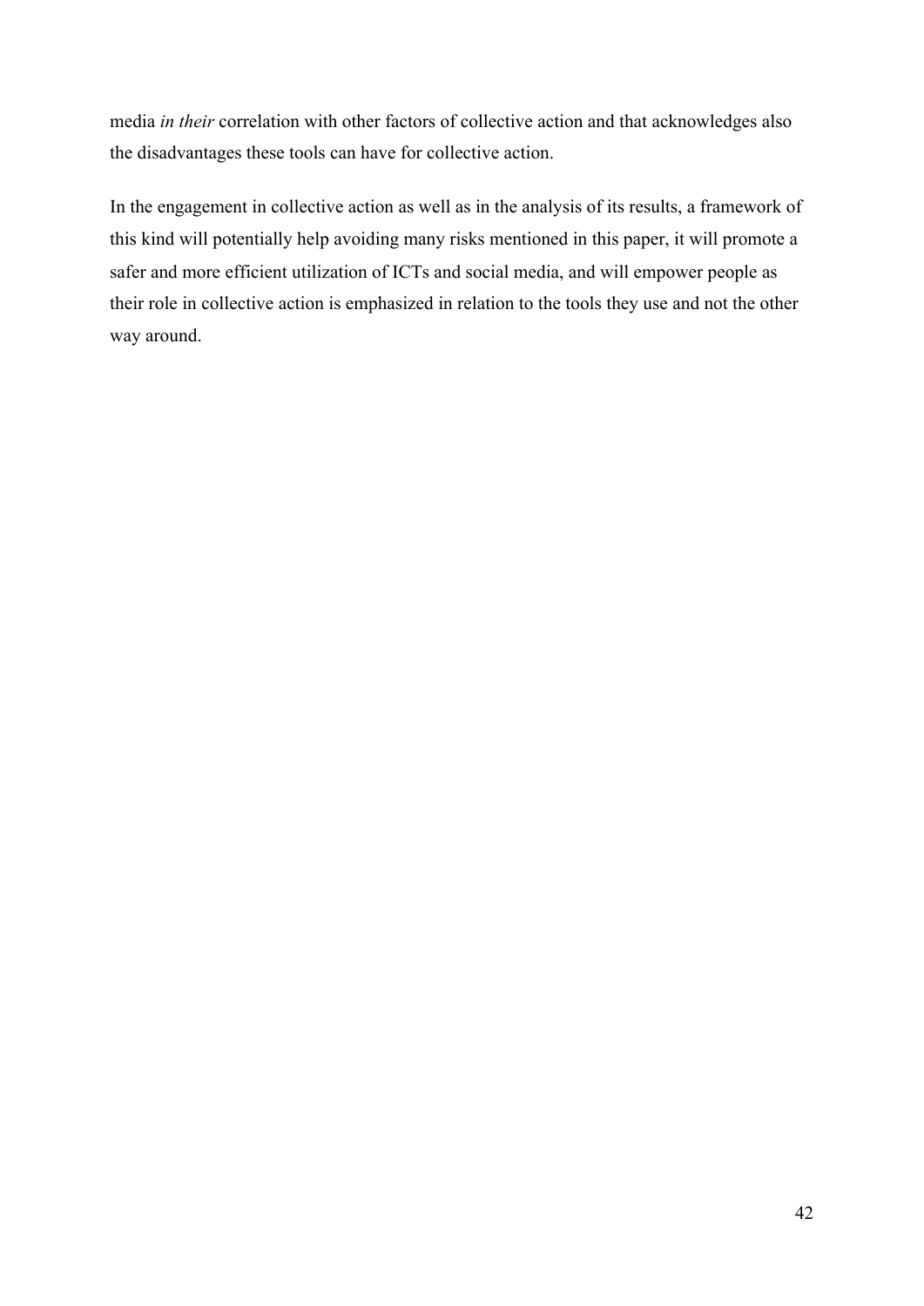media *in their* correlation with other factors of collective action and that acknowledges also the disadvantages these tools can have for collective action.

In the engagement in collective action as well as in the analysis of its results, a framework of this kind will potentially help avoiding many risks mentioned in this paper, it will promote a safer and more efficient utilization of ICTs and social media, and will empower people as their role in collective action is emphasized in relation to the tools they use and not the other way around.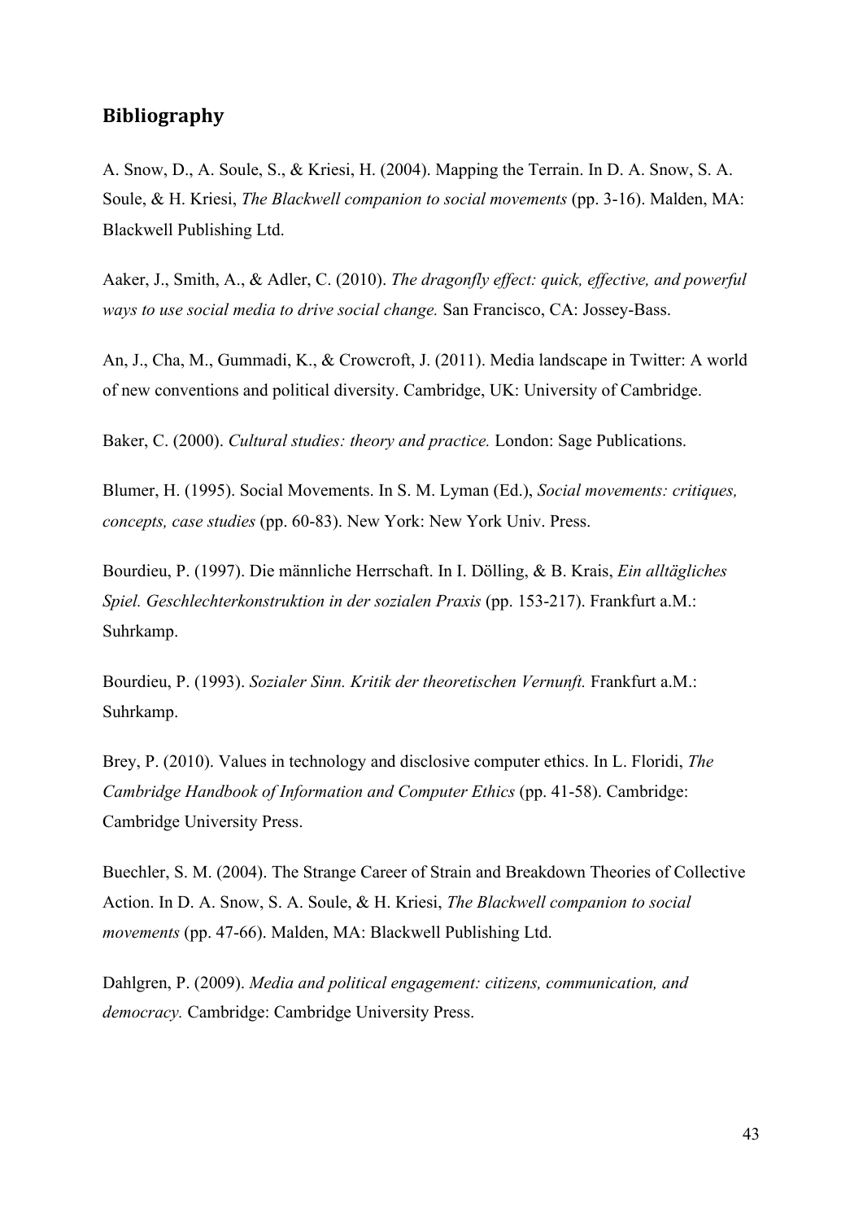## Bibliography

A. Snow, D., A. Soule, S., & Kriesi, H. (2004). Mapping the Terrain. In D. A. Snow, S. A. Soule, & H. Kriesi, *The Blackwell companion to social movements* (pp. 3-16). Malden, MA: Blackwell Publishing Ltd.

Aaker, J., Smith, A., & Adler, C. (2010). *The dragonfly effect: quick, effective, and powerful ways to use social media to drive social change.* San Francisco, CA: Jossey-Bass.

An, J., Cha, M., Gummadi, K., & Crowcroft, J. (2011). Media landscape in Twitter: A world of new conventions and political diversity. Cambridge, UK: University of Cambridge.

Baker, C. (2000). *Cultural studies: theory and practice.* London: Sage Publications.

Blumer, H. (1995). Social Movements. In S. M. Lyman (Ed.), *Social movements: critiques, concepts, case studies* (pp. 60-83). New York: New York Univ. Press.

Bourdieu, P. (1997). Die männliche Herrschaft. In I. Dölling, & B. Krais, *Ein alltägliches Spiel. Geschlechterkonstruktion in der sozialen Praxis* (pp. 153-217). Frankfurt a.M.: Suhrkamp.

Bourdieu, P. (1993). *Sozialer Sinn. Kritik der theoretischen Vernunft.* Frankfurt a.M.: Suhrkamp.

Brey, P. (2010). Values in technology and disclosive computer ethics. In L. Floridi, *The Cambridge Handbook of Information and Computer Ethics* (pp. 41-58). Cambridge: Cambridge University Press.

Buechler, S. M. (2004). The Strange Career of Strain and Breakdown Theories of Collective Action. In D. A. Snow, S. A. Soule, & H. Kriesi, *The Blackwell companion to social movements* (pp. 47-66). Malden, MA: Blackwell Publishing Ltd.

Dahlgren, P. (2009). *Media and political engagement: citizens, communication, and democracy.* Cambridge: Cambridge University Press.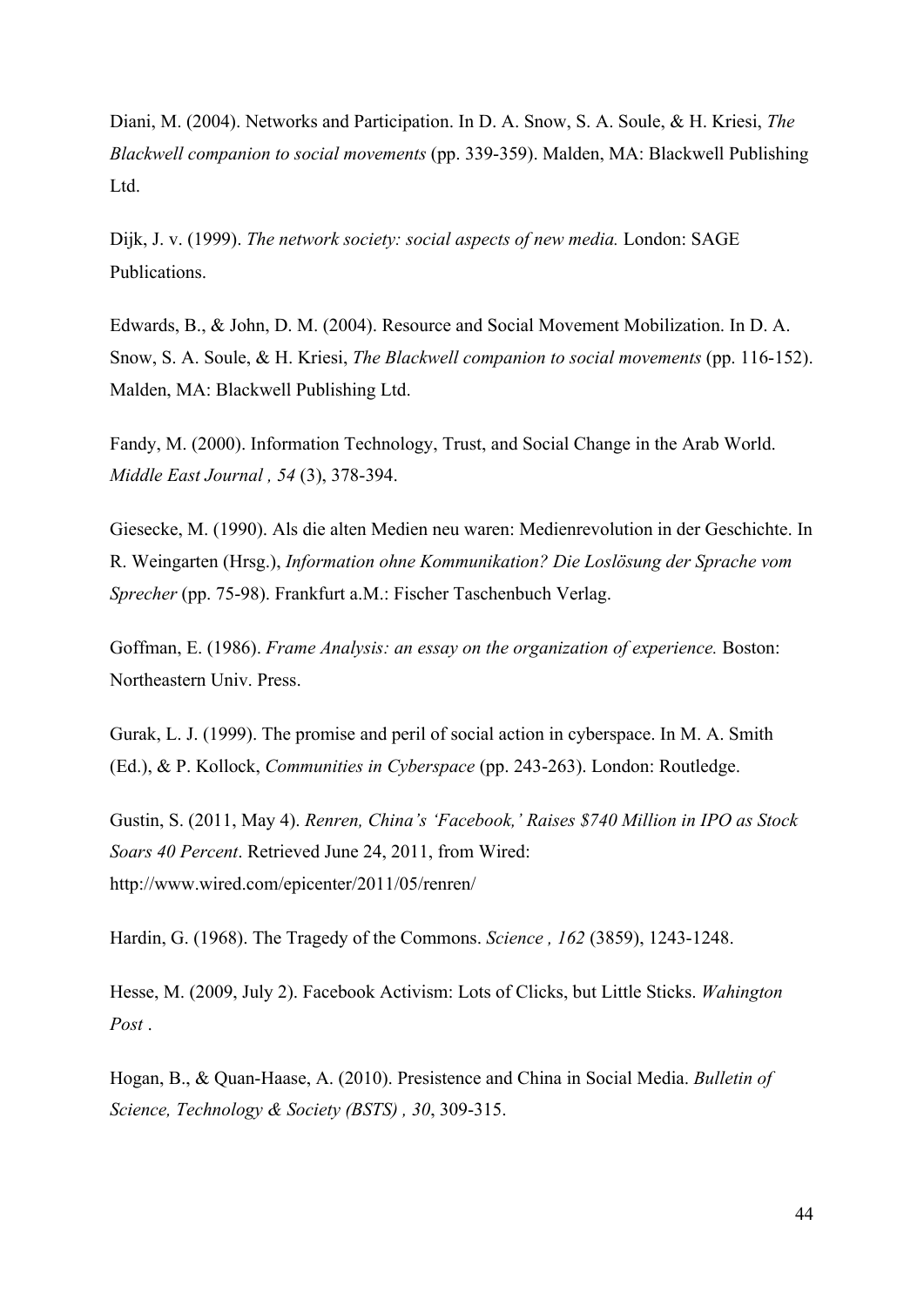Diani, M. (2004). Networks and Participation. In D. A. Snow, S. A. Soule, & H. Kriesi, *The Blackwell companion to social movements* (pp. 339-359). Malden, MA: Blackwell Publishing Ltd.

Dijk, J. v. (1999). *The network society: social aspects of new media.* London: SAGE Publications.

Edwards, B., & John, D. M. (2004). Resource and Social Movement Mobilization. In D. A. Snow, S. A. Soule, & H. Kriesi, *The Blackwell companion to social movements* (pp. 116-152). Malden, MA: Blackwell Publishing Ltd.

Fandy, M. (2000). Information Technology, Trust, and Social Change in the Arab World. *Middle East Journal , 54* (3), 378-394.

Giesecke, M. (1990). Als die alten Medien neu waren: Medienrevolution in der Geschichte. In R. Weingarten (Hrsg.), *Information ohne Kommunikation? Die Loslösung der Sprache vom Sprecher* (pp. 75-98). Frankfurt a.M.: Fischer Taschenbuch Verlag.

Goffman, E. (1986). *Frame Analysis: an essay on the organization of experience.* Boston: Northeastern Univ. Press.

Gurak, L. J. (1999). The promise and peril of social action in cyberspace. In M. A. Smith (Ed.), & P. Kollock, *Communities in Cyberspace* (pp. 243-263). London: Routledge.

Gustin, S. (2011, May 4). *Renren, China's 'Facebook,' Raises $740 Million in IPO as Stock Soars 40 Percent*. Retrieved June 24, 2011, from Wired: http://www.wired.com/epicenter/2011/05/renren/

Hardin, G. (1968). The Tragedy of the Commons. *Science , 162* (3859), 1243-1248.

Hesse, M. (2009, July 2). Facebook Activism: Lots of Clicks, but Little Sticks. *Wahington Post* .

Hogan, B., & Quan-Haase, A. (2010). Presistence and China in Social Media. *Bulletin of Science, Technology & Society (BSTS) , 30*, 309-315.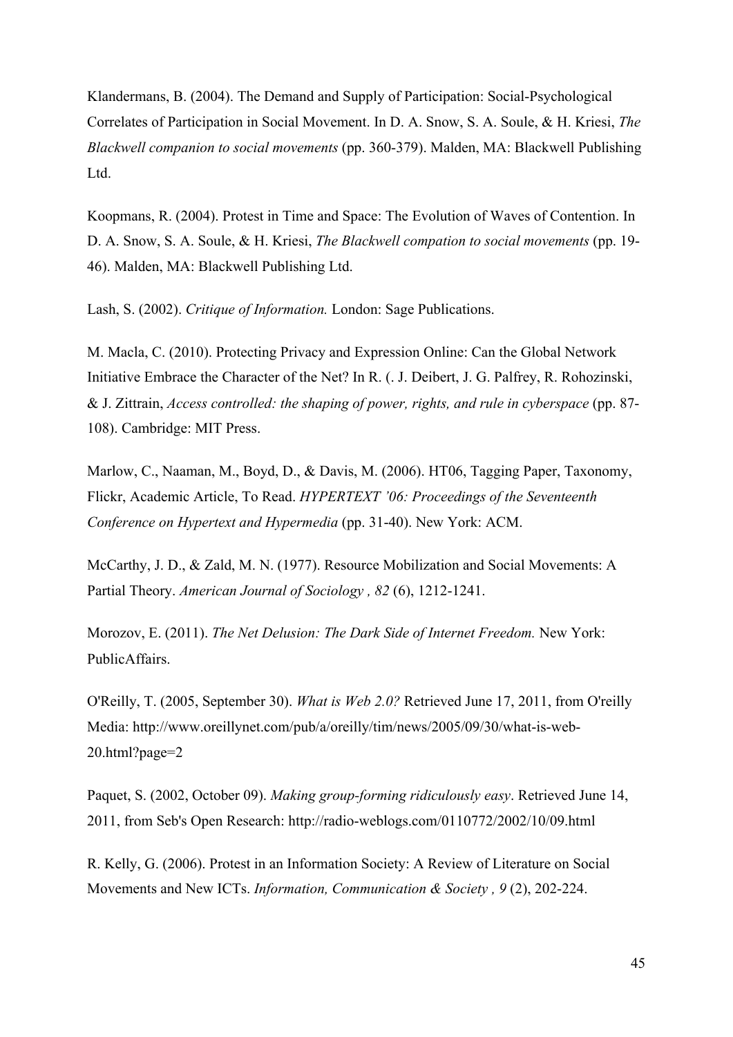Klandermans, B. (2004). The Demand and Supply of Participation: Social-Psychological Correlates of Participation in Social Movement. In D. A. Snow, S. A. Soule, & H. Kriesi, *The Blackwell companion to social movements* (pp. 360-379). Malden, MA: Blackwell Publishing Ltd.

Koopmans, R. (2004). Protest in Time and Space: The Evolution of Waves of Contention. In D. A. Snow, S. A. Soule, & H. Kriesi, *The Blackwell compation to social movements* (pp. 19-46). Malden, MA: Blackwell Publishing Ltd.

Lash, S. (2002). *Critique of Information.* London: Sage Publications.

M. Macla, C. (2010). Protecting Privacy and Expression Online: Can the Global Network Initiative Embrace the Character of the Net? In R. (. J. Deibert, J. G. Palfrey, R. Rohozinski, & J. Zittrain, *Access controlled: the shaping of power, rights, and rule in cyberspace* (pp. 87-108). Cambridge: MIT Press.

Marlow, C., Naaman, M., Boyd, D., & Davis, M. (2006). HT06, Tagging Paper, Taxonomy, Flickr, Academic Article, To Read. *HYPERTEXT '06: Proceedings of the Seventeenth Conference on Hypertext and Hypermedia* (pp. 31-40). New York: ACM.

McCarthy, J. D., & Zald, M. N. (1977). Resource Mobilization and Social Movements: A Partial Theory. *American Journal of Sociology , 82* (6), 1212-1241.

Morozov, E. (2011). *The Net Delusion: The Dark Side of Internet Freedom.* New York: PublicAffairs.

O'Reilly, T. (2005, September 30). *What is Web 2.0?* Retrieved June 17, 2011, from O'reilly Media: http://www.oreillynet.com/pub/a/oreilly/tim/news/2005/09/30/what-is-web-20.html?page=2

Paquet, S. (2002, October 09). *Making group-forming ridiculously easy*. Retrieved June 14, 2011, from Seb's Open Research: http://radio-weblogs.com/0110772/2002/10/09.html

R. Kelly, G. (2006). Protest in an Information Society: A Review of Literature on Social Movements and New ICTs. *Information, Communication & Society , 9* (2), 202-224.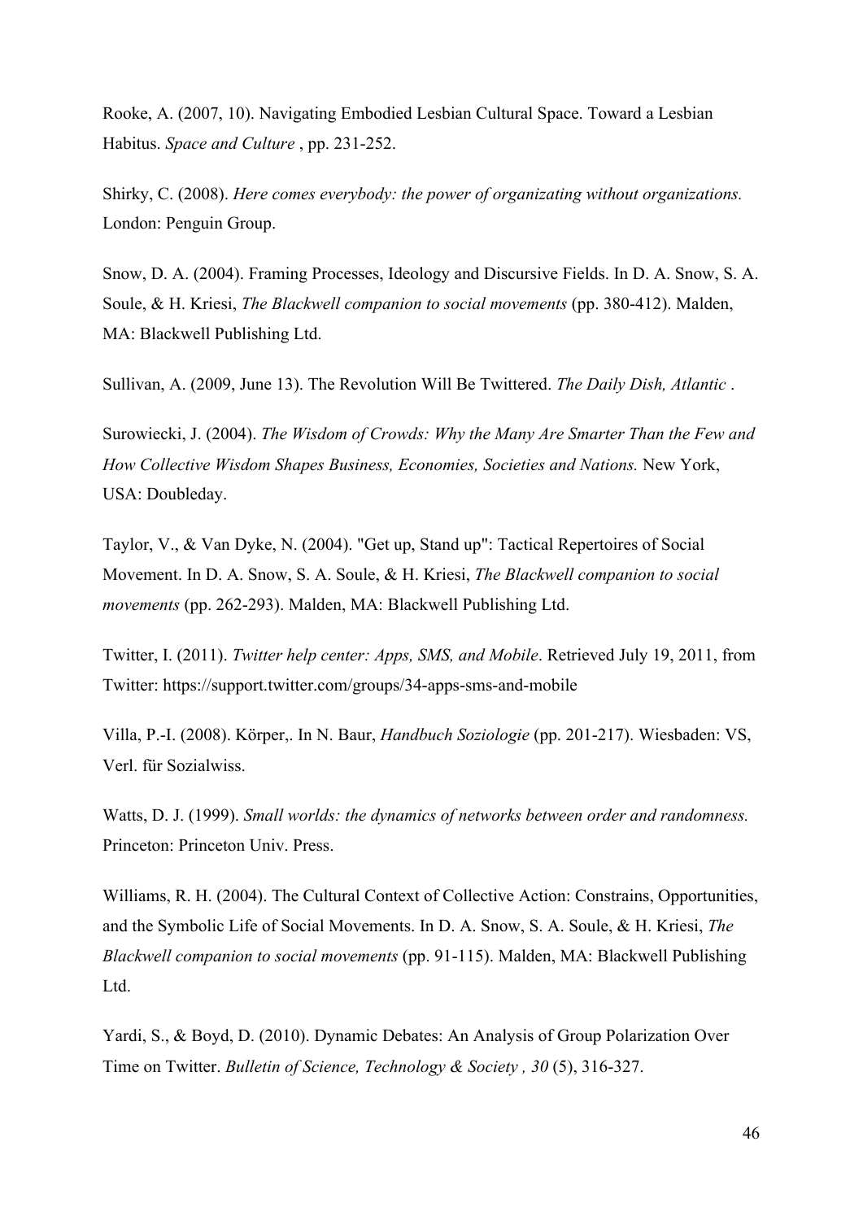Rooke, A. (2007, 10). Navigating Embodied Lesbian Cultural Space. Toward a Lesbian Habitus. *Space and Culture* , pp. 231-252.

Shirky, C. (2008). *Here comes everybody: the power of organizating without organizations.* London: Penguin Group.

Snow, D. A. (2004). Framing Processes, Ideology and Discursive Fields. In D. A. Snow, S. A. Soule, & H. Kriesi, *The Blackwell companion to social movements* (pp. 380-412). Malden, MA: Blackwell Publishing Ltd.

Sullivan, A. (2009, June 13). The Revolution Will Be Twittered. *The Daily Dish, Atlantic* .

Surowiecki, J. (2004). *The Wisdom of Crowds: Why the Many Are Smarter Than the Few and How Collective Wisdom Shapes Business, Economies, Societies and Nations.* New York, USA: Doubleday.

Taylor, V., & Van Dyke, N. (2004). "Get up, Stand up": Tactical Repertoires of Social Movement. In D. A. Snow, S. A. Soule, & H. Kriesi, *The Blackwell companion to social movements* (pp. 262-293). Malden, MA: Blackwell Publishing Ltd.

Twitter, I. (2011). *Twitter help center: Apps, SMS, and Mobile*. Retrieved July 19, 2011, from Twitter: https://support.twitter.com/groups/34-apps-sms-and-mobile

Villa, P.-I. (2008). Körper,. In N. Baur, *Handbuch Soziologie* (pp. 201-217). Wiesbaden: VS, Verl. für Sozialwiss.

Watts, D. J. (1999). *Small worlds: the dynamics of networks between order and randomness.* Princeton: Princeton Univ. Press.

Williams, R. H. (2004). The Cultural Context of Collective Action: Constrains, Opportunities, and the Symbolic Life of Social Movements. In D. A. Snow, S. A. Soule, & H. Kriesi, *The Blackwell companion to social movements* (pp. 91-115). Malden, MA: Blackwell Publishing Ltd.

Yardi, S., & Boyd, D. (2010). Dynamic Debates: An Analysis of Group Polarization Over Time on Twitter. *Bulletin of Science, Technology & Society , 30* (5), 316-327.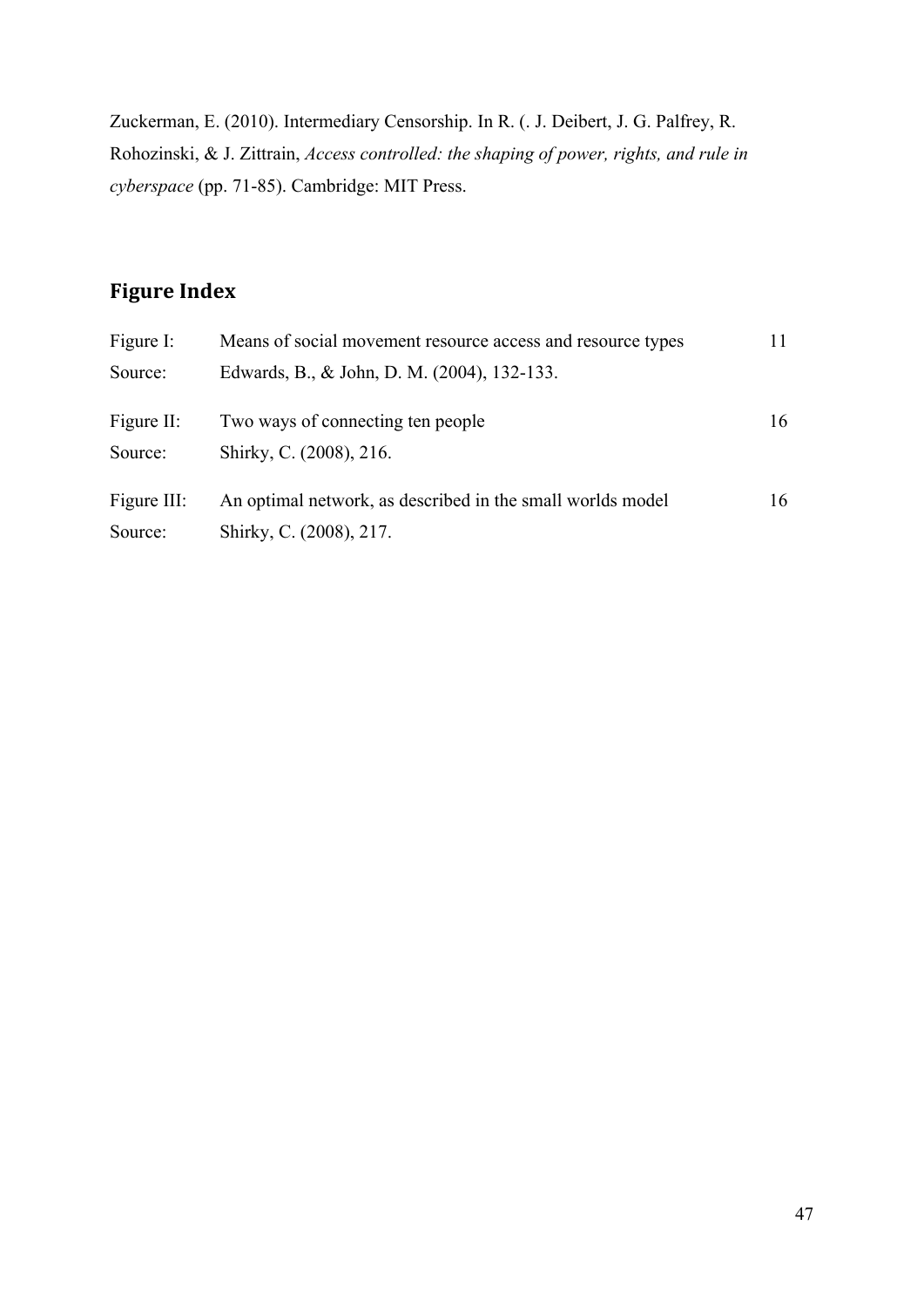Zuckerman, E. (2010). Intermediary Censorship. In R. (. J. Deibert, J. G. Palfrey, R. Rohozinski, & J. Zittrain, *Access controlled: the shaping of power, rights, and rule in cyberspace* (pp. 71-85). Cambridge: MIT Press.

## Figure Index

| | | |
|---|---|---|
| Figure I: | Means of social movement resource access and resource types | 11 |
| Source: | Edwards, B., & John, D. M. (2004), 132-133. | |
| Figure II: | Two ways of connecting ten people | 16 |
| Source: | Shirky, C. (2008), 216. | |
| Figure III: | An optimal network, as described in the small worlds model | 16 |
| Source: | Shirky, C. (2008), 217. | |